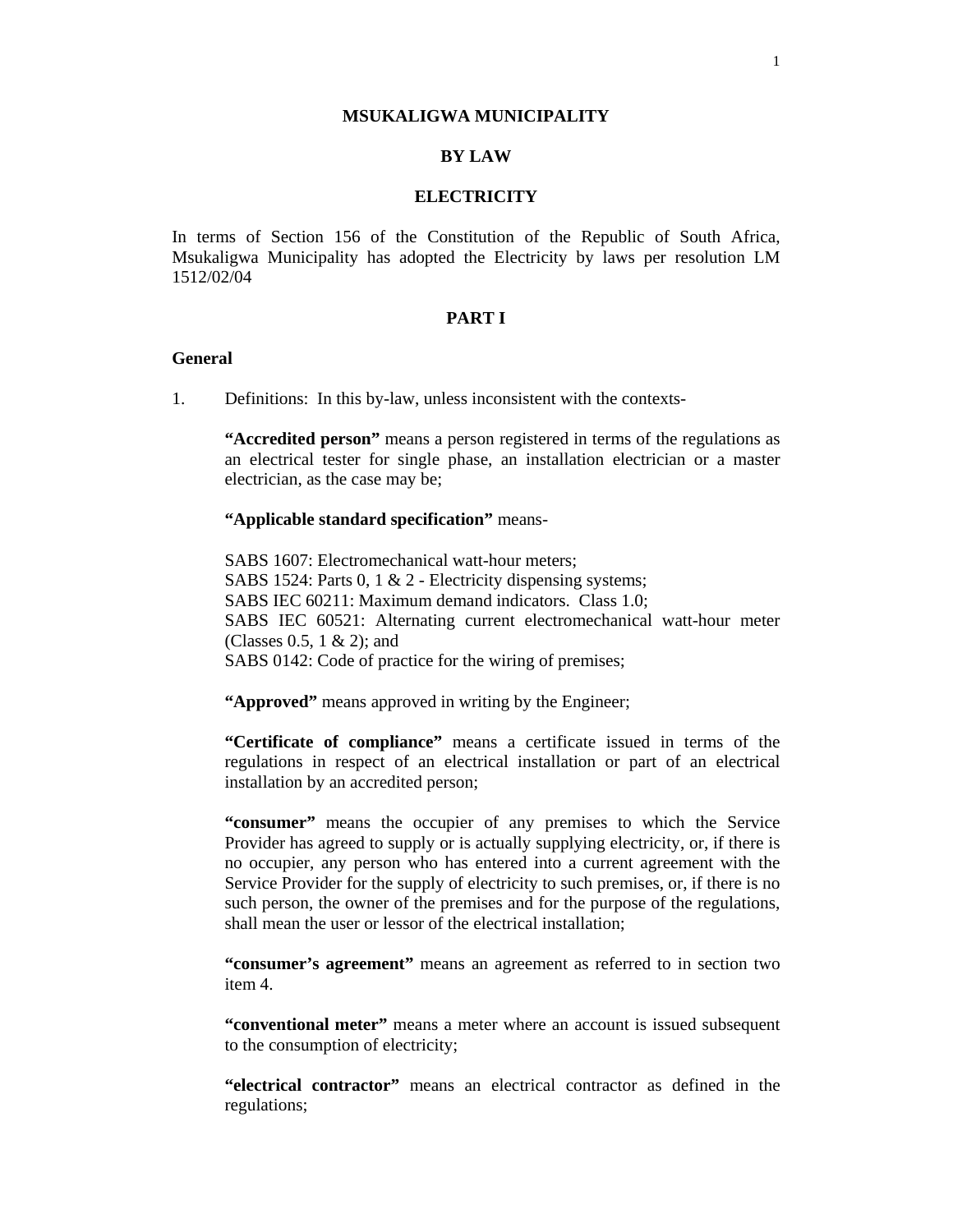# MSUKALIGWA MUNICIPALITY

## BY LAW

## ELECTRICITY

In terms of Section 156 of the Constitution of the Republic of South Africa, Msukaligwa Municipality has adopted the Electricity by laws per resolution LM 1512/02/04

## PART I

### General

1. Definitions: In this by-law, unless inconsistent with the contexts-

**"Accredited person"** means a person registered in terms of the regulations as an electrical tester for single phase, an installation electrician or a master electrician, as the case may be;

**"Applicable standard specification"** means-

SABS 1607: Electromechanical watt-hour meters;
SABS 1524: Parts 0, 1 & 2 - Electricity dispensing systems;
SABS IEC 60211: Maximum demand indicators. Class 1.0;
SABS IEC 60521: Alternating current electromechanical watt-hour meter (Classes 0.5, 1 & 2); and
SABS 0142: Code of practice for the wiring of premises;

**"Approved"** means approved in writing by the Engineer;

**"Certificate of compliance"** means a certificate issued in terms of the regulations in respect of an electrical installation or part of an electrical installation by an accredited person;

**"consumer"** means the occupier of any premises to which the Service Provider has agreed to supply or is actually supplying electricity, or, if there is no occupier, any person who has entered into a current agreement with the Service Provider for the supply of electricity to such premises, or, if there is no such person, the owner of the premises and for the purpose of the regulations, shall mean the user or lessor of the electrical installation;

**"consumer's agreement"** means an agreement as referred to in section two item 4.

**"conventional meter"** means a meter where an account is issued subsequent to the consumption of electricity;

**"electrical contractor"** means an electrical contractor as defined in the regulations;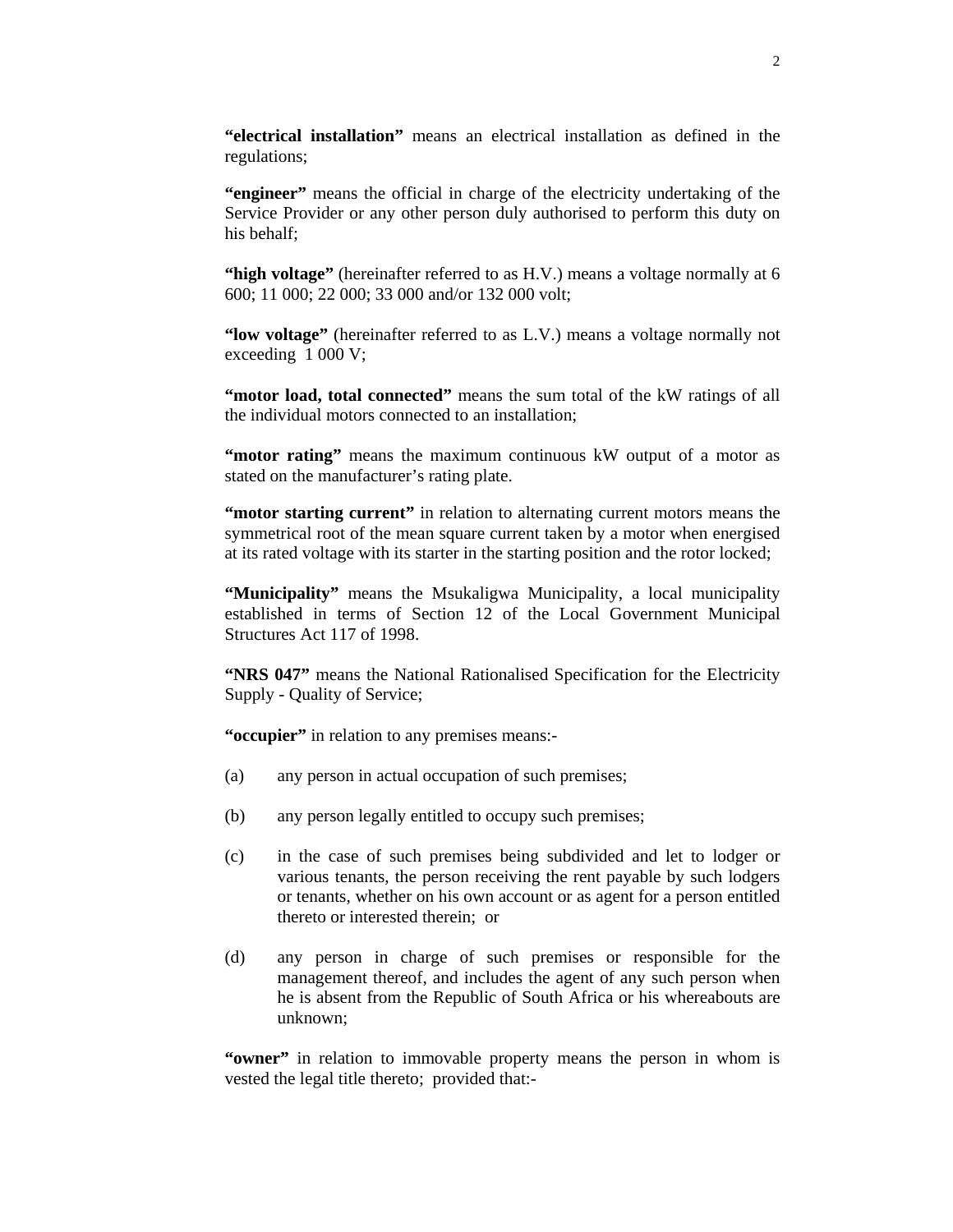**"electrical installation"** means an electrical installation as defined in the regulations;

**"engineer"** means the official in charge of the electricity undertaking of the Service Provider or any other person duly authorised to perform this duty on his behalf;

**"high voltage"** (hereinafter referred to as H.V.) means a voltage normally at 6 600; 11 000; 22 000; 33 000 and/or 132 000 volt;

**"low voltage"** (hereinafter referred to as L.V.) means a voltage normally not exceeding 1 000 V;

**"motor load, total connected"** means the sum total of the kW ratings of all the individual motors connected to an installation;

**"motor rating"** means the maximum continuous kW output of a motor as stated on the manufacturer's rating plate.

**"motor starting current"** in relation to alternating current motors means the symmetrical root of the mean square current taken by a motor when energised at its rated voltage with its starter in the starting position and the rotor locked;

**"Municipality"** means the Msukaligwa Municipality, a local municipality established in terms of Section 12 of the Local Government Municipal Structures Act 117 of 1998.

**"NRS 047"** means the National Rationalised Specification for the Electricity Supply - Quality of Service;

**"occupier"** in relation to any premises means:-

(a) any person in actual occupation of such premises;

(b) any person legally entitled to occupy such premises;

(c) in the case of such premises being subdivided and let to lodger or various tenants, the person receiving the rent payable by such lodgers or tenants, whether on his own account or as agent for a person entitled thereto or interested therein; or

(d) any person in charge of such premises or responsible for the management thereof, and includes the agent of any such person when he is absent from the Republic of South Africa or his whereabouts are unknown;

**"owner"** in relation to immovable property means the person in whom is vested the legal title thereto; provided that:-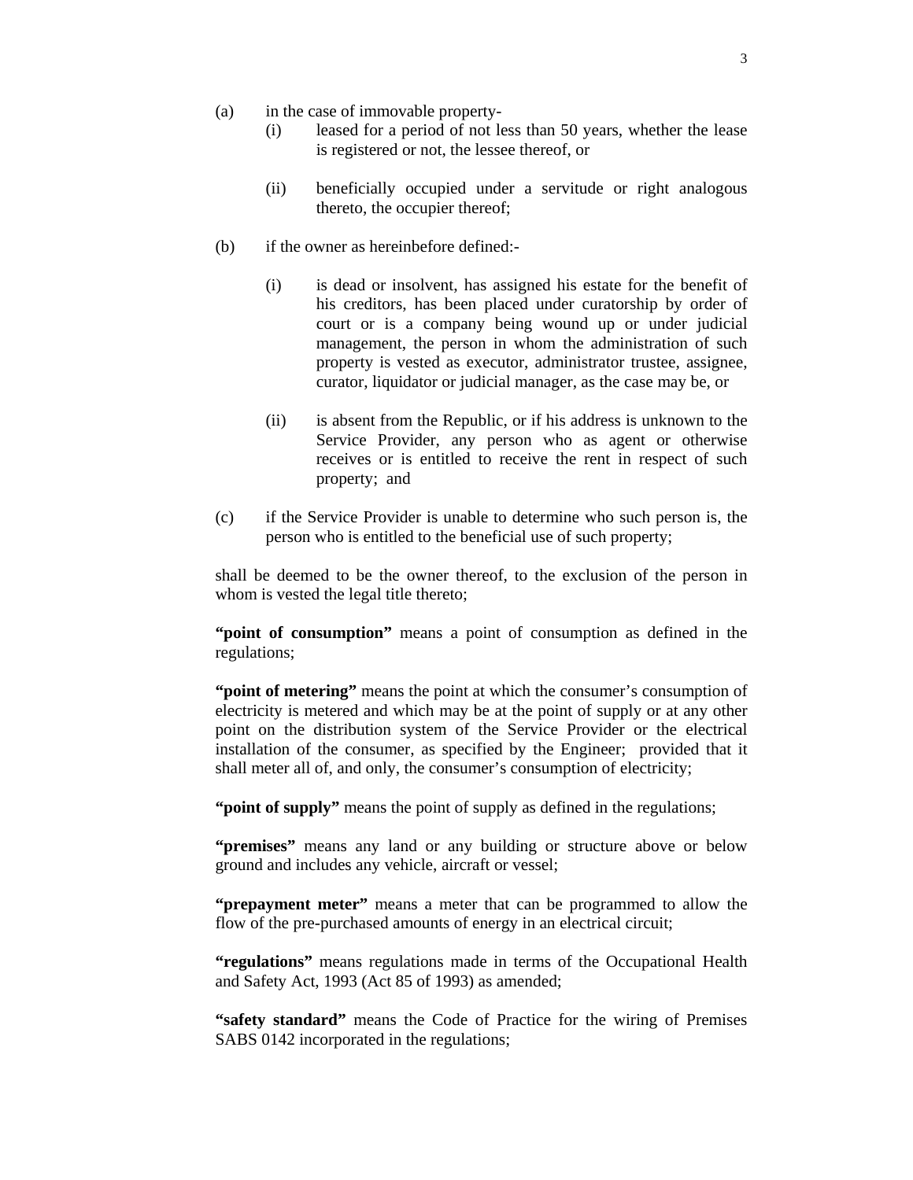(a) in the case of immovable property-
   (i) leased for a period of not less than 50 years, whether the lease is registered or not, the lessee thereof, or

   (ii) beneficially occupied under a servitude or right analogous thereto, the occupier thereof;

(b) if the owner as hereinbefore defined:-

   (i) is dead or insolvent, has assigned his estate for the benefit of his creditors, has been placed under curatorship by order of court or is a company being wound up or under judicial management, the person in whom the administration of such property is vested as executor, administrator trustee, assignee, curator, liquidator or judicial manager, as the case may be, or

   (ii) is absent from the Republic, or if his address is unknown to the Service Provider, any person who as agent or otherwise receives or is entitled to receive the rent in respect of such property; and

(c) if the Service Provider is unable to determine who such person is, the person who is entitled to the beneficial use of such property;

shall be deemed to be the owner thereof, to the exclusion of the person in whom is vested the legal title thereto;

**"point of consumption"** means a point of consumption as defined in the regulations;

**"point of metering"** means the point at which the consumer's consumption of electricity is metered and which may be at the point of supply or at any other point on the distribution system of the Service Provider or the electrical installation of the consumer, as specified by the Engineer; provided that it shall meter all of, and only, the consumer's consumption of electricity;

**"point of supply"** means the point of supply as defined in the regulations;

**"premises"** means any land or any building or structure above or below ground and includes any vehicle, aircraft or vessel;

**"prepayment meter"** means a meter that can be programmed to allow the flow of the pre-purchased amounts of energy in an electrical circuit;

**"regulations"** means regulations made in terms of the Occupational Health and Safety Act, 1993 (Act 85 of 1993) as amended;

**"safety standard"** means the Code of Practice for the wiring of Premises SABS 0142 incorporated in the regulations;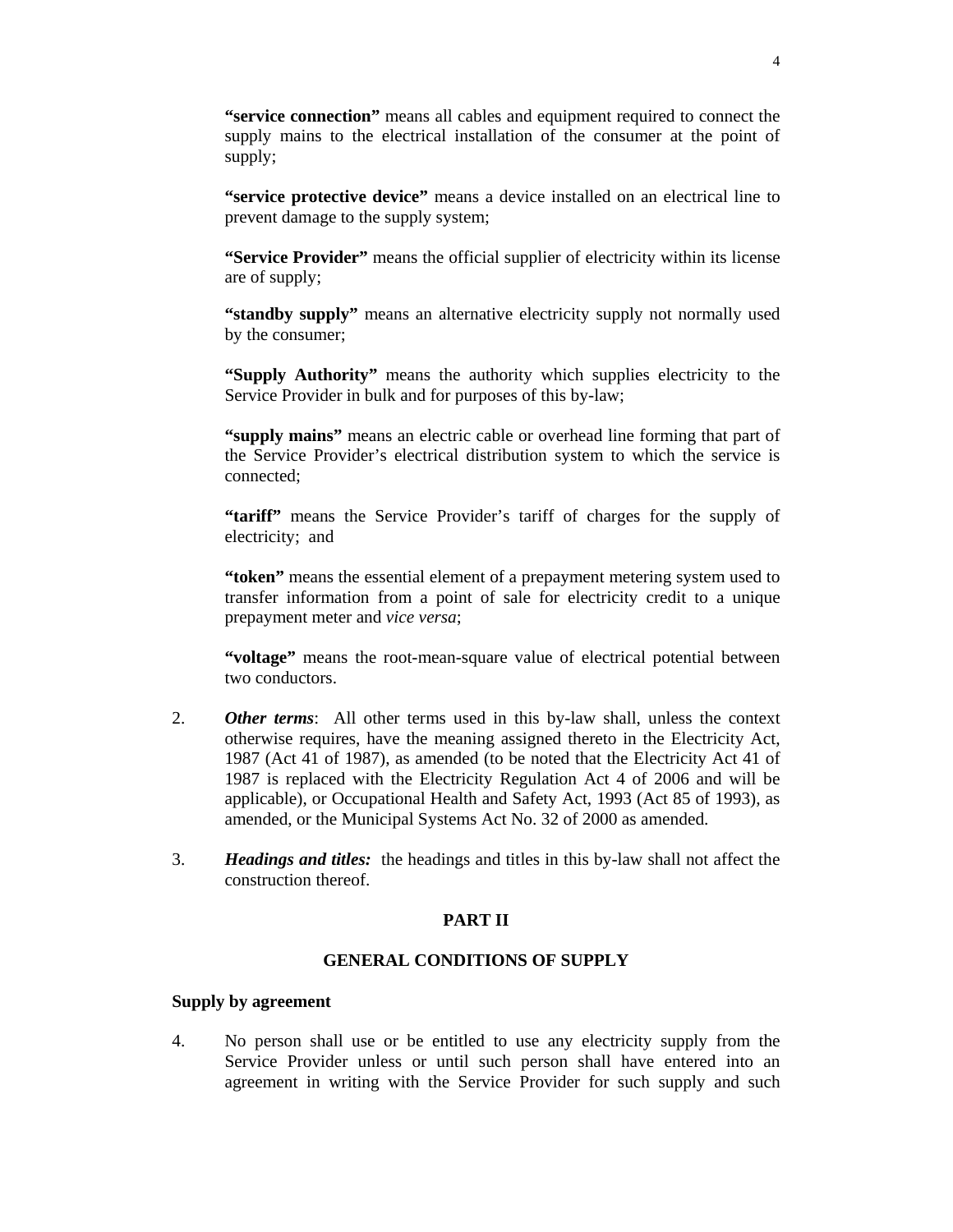**"service connection"** means all cables and equipment required to connect the supply mains to the electrical installation of the consumer at the point of supply;

**"service protective device"** means a device installed on an electrical line to prevent damage to the supply system;

**"Service Provider"** means the official supplier of electricity within its license are of supply;

**"standby supply"** means an alternative electricity supply not normally used by the consumer;

**"Supply Authority"** means the authority which supplies electricity to the Service Provider in bulk and for purposes of this by-law;

**"supply mains"** means an electric cable or overhead line forming that part of the Service Provider's electrical distribution system to which the service is connected;

**"tariff"** means the Service Provider's tariff of charges for the supply of electricity; and

**"token"** means the essential element of a prepayment metering system used to transfer information from a point of sale for electricity credit to a unique prepayment meter and *vice versa*;

**"voltage"** means the root-mean-square value of electrical potential between two conductors.

2. ***Other terms***: All other terms used in this by-law shall, unless the context otherwise requires, have the meaning assigned thereto in the Electricity Act, 1987 (Act 41 of 1987), as amended (to be noted that the Electricity Act 41 of 1987 is replaced with the Electricity Regulation Act 4 of 2006 and will be applicable), or Occupational Health and Safety Act, 1993 (Act 85 of 1993), as amended, or the Municipal Systems Act No. 32 of 2000 as amended.

3. ***Headings and titles:*** the headings and titles in this by-law shall not affect the construction thereof.

## PART II

## GENERAL CONDITIONS OF SUPPLY

**Supply by agreement**

4. No person shall use or be entitled to use any electricity supply from the Service Provider unless or until such person shall have entered into an agreement in writing with the Service Provider for such supply and such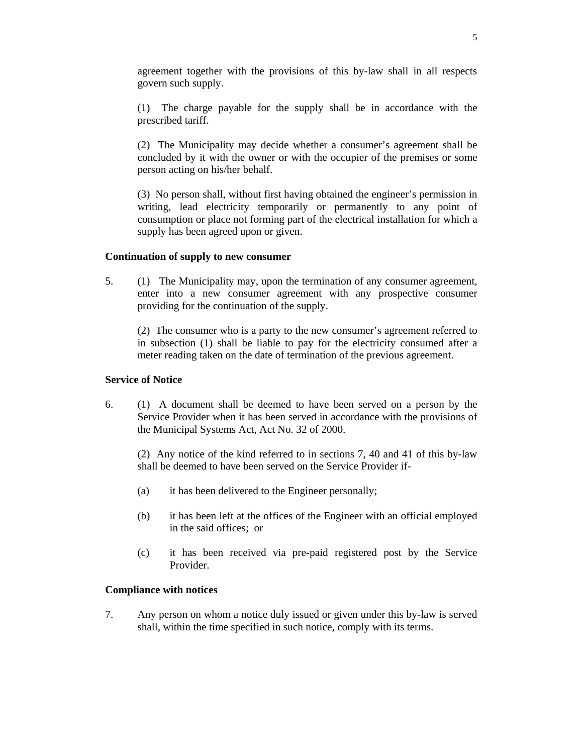agreement together with the provisions of this by-law shall in all respects govern such supply.

(1) The charge payable for the supply shall be in accordance with the prescribed tariff.

(2) The Municipality may decide whether a consumer's agreement shall be concluded by it with the owner or with the occupier of the premises or some person acting on his/her behalf.

(3) No person shall, without first having obtained the engineer's permission in writing, lead electricity temporarily or permanently to any point of consumption or place not forming part of the electrical installation for which a supply has been agreed upon or given.

**Continuation of supply to new consumer**

5. (1) The Municipality may, upon the termination of any consumer agreement, enter into a new consumer agreement with any prospective consumer providing for the continuation of the supply.

(2) The consumer who is a party to the new consumer's agreement referred to in subsection (1) shall be liable to pay for the electricity consumed after a meter reading taken on the date of termination of the previous agreement.

**Service of Notice**

6. (1) A document shall be deemed to have been served on a person by the Service Provider when it has been served in accordance with the provisions of the Municipal Systems Act, Act No. 32 of 2000.

(2) Any notice of the kind referred to in sections 7, 40 and 41 of this by-law shall be deemed to have been served on the Service Provider if-

(a) it has been delivered to the Engineer personally;

(b) it has been left at the offices of the Engineer with an official employed in the said offices; or

(c) it has been received via pre-paid registered post by the Service Provider.

**Compliance with notices**

7. Any person on whom a notice duly issued or given under this by-law is served shall, within the time specified in such notice, comply with its terms.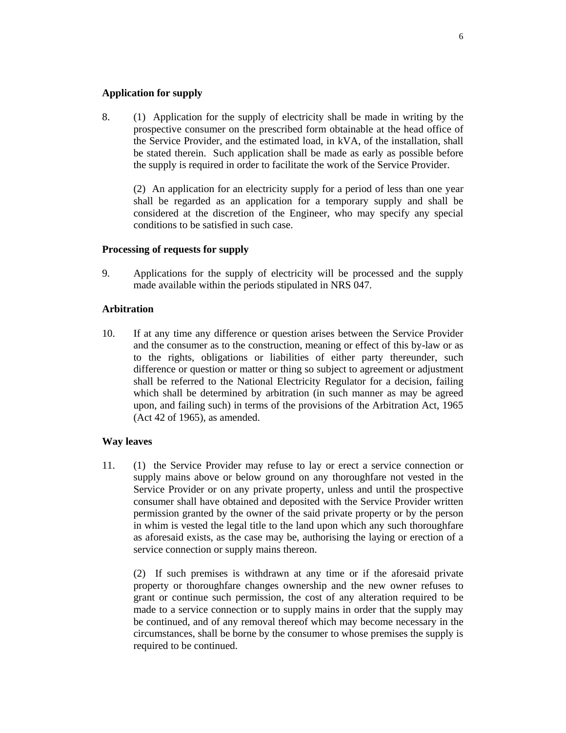**Application for supply**

8. (1) Application for the supply of electricity shall be made in writing by the prospective consumer on the prescribed form obtainable at the head office of the Service Provider, and the estimated load, in kVA, of the installation, shall be stated therein. Such application shall be made as early as possible before the supply is required in order to facilitate the work of the Service Provider.

   (2) An application for an electricity supply for a period of less than one year shall be regarded as an application for a temporary supply and shall be considered at the discretion of the Engineer, who may specify any special conditions to be satisfied in such case.

**Processing of requests for supply**

9. Applications for the supply of electricity will be processed and the supply made available within the periods stipulated in NRS 047.

**Arbitration**

10. If at any time any difference or question arises between the Service Provider and the consumer as to the construction, meaning or effect of this by-law or as to the rights, obligations or liabilities of either party thereunder, such difference or question or matter or thing so subject to agreement or adjustment shall be referred to the National Electricity Regulator for a decision, failing which shall be determined by arbitration (in such manner as may be agreed upon, and failing such) in terms of the provisions of the Arbitration Act, 1965 (Act 42 of 1965), as amended.

**Way leaves**

11. (1) the Service Provider may refuse to lay or erect a service connection or supply mains above or below ground on any thoroughfare not vested in the Service Provider or on any private property, unless and until the prospective consumer shall have obtained and deposited with the Service Provider written permission granted by the owner of the said private property or by the person in whim is vested the legal title to the land upon which any such thoroughfare as aforesaid exists, as the case may be, authorising the laying or erection of a service connection or supply mains thereon.

   (2) If such premises is withdrawn at any time or if the aforesaid private property or thoroughfare changes ownership and the new owner refuses to grant or continue such permission, the cost of any alteration required to be made to a service connection or to supply mains in order that the supply may be continued, and of any removal thereof which may become necessary in the circumstances, shall be borne by the consumer to whose premises the supply is required to be continued.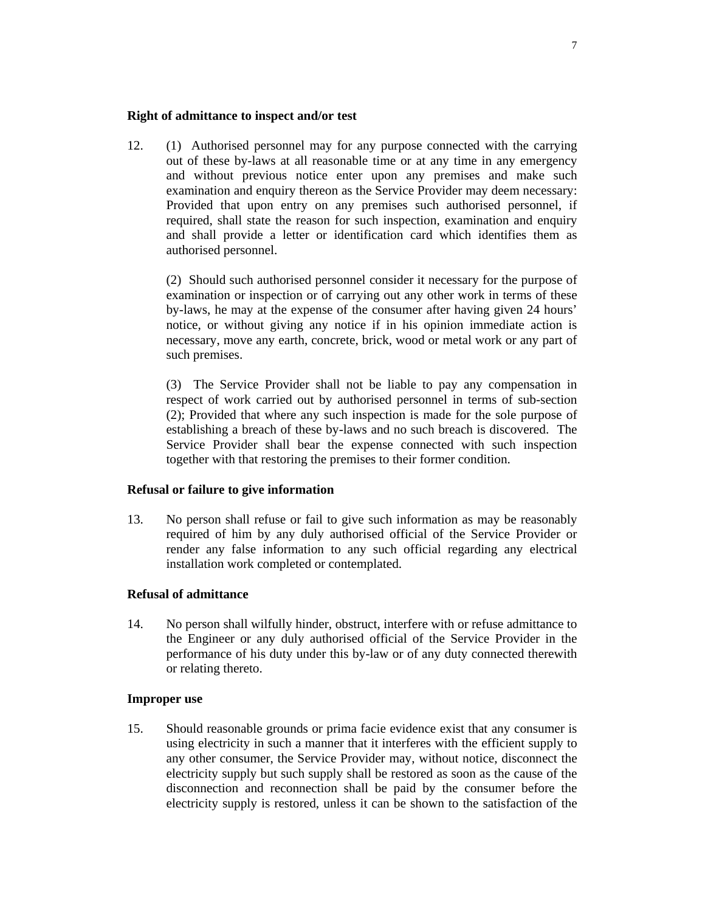**Right of admittance to inspect and/or test**

12. (1) Authorised personnel may for any purpose connected with the carrying out of these by-laws at all reasonable time or at any time in any emergency and without previous notice enter upon any premises and make such examination and enquiry thereon as the Service Provider may deem necessary: Provided that upon entry on any premises such authorised personnel, if required, shall state the reason for such inspection, examination and enquiry and shall provide a letter or identification card which identifies them as authorised personnel.

    (2) Should such authorised personnel consider it necessary for the purpose of examination or inspection or of carrying out any other work in terms of these by-laws, he may at the expense of the consumer after having given 24 hours' notice, or without giving any notice if in his opinion immediate action is necessary, move any earth, concrete, brick, wood or metal work or any part of such premises.

    (3) The Service Provider shall not be liable to pay any compensation in respect of work carried out by authorised personnel in terms of sub-section (2); Provided that where any such inspection is made for the sole purpose of establishing a breach of these by-laws and no such breach is discovered. The Service Provider shall bear the expense connected with such inspection together with that restoring the premises to their former condition.

**Refusal or failure to give information**

13. No person shall refuse or fail to give such information as may be reasonably required of him by any duly authorised official of the Service Provider or render any false information to any such official regarding any electrical installation work completed or contemplated.

**Refusal of admittance**

14. No person shall wilfully hinder, obstruct, interfere with or refuse admittance to the Engineer or any duly authorised official of the Service Provider in the performance of his duty under this by-law or of any duty connected therewith or relating thereto.

**Improper use**

15. Should reasonable grounds or prima facie evidence exist that any consumer is using electricity in such a manner that it interferes with the efficient supply to any other consumer, the Service Provider may, without notice, disconnect the electricity supply but such supply shall be restored as soon as the cause of the disconnection and reconnection shall be paid by the consumer before the electricity supply is restored, unless it can be shown to the satisfaction of the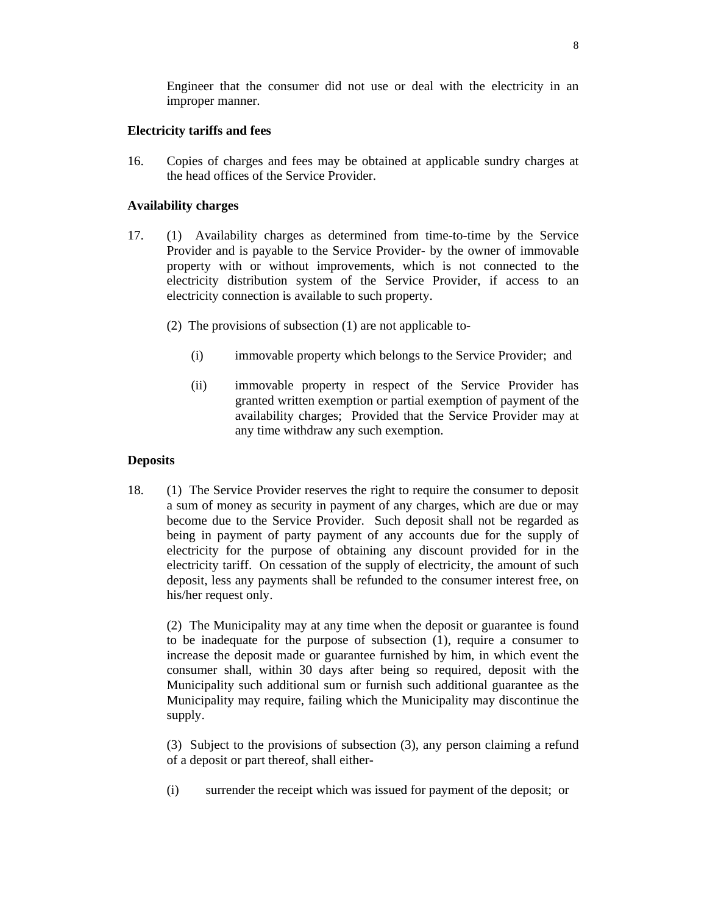Engineer that the consumer did not use or deal with the electricity in an improper manner.

**Electricity tariffs and fees**

16. Copies of charges and fees may be obtained at applicable sundry charges at the head offices of the Service Provider.

**Availability charges**

17. (1) Availability charges as determined from time-to-time by the Service Provider and is payable to the Service Provider- by the owner of immovable property with or without improvements, which is not connected to the electricity distribution system of the Service Provider, if access to an electricity connection is available to such property.

(2) The provisions of subsection (1) are not applicable to-

(i) immovable property which belongs to the Service Provider; and

(ii) immovable property in respect of the Service Provider has granted written exemption or partial exemption of payment of the availability charges; Provided that the Service Provider may at any time withdraw any such exemption.

**Deposits**

18. (1) The Service Provider reserves the right to require the consumer to deposit a sum of money as security in payment of any charges, which are due or may become due to the Service Provider. Such deposit shall not be regarded as being in payment of party payment of any accounts due for the supply of electricity for the purpose of obtaining any discount provided for in the electricity tariff. On cessation of the supply of electricity, the amount of such deposit, less any payments shall be refunded to the consumer interest free, on his/her request only.

(2) The Municipality may at any time when the deposit or guarantee is found to be inadequate for the purpose of subsection (1), require a consumer to increase the deposit made or guarantee furnished by him, in which event the consumer shall, within 30 days after being so required, deposit with the Municipality such additional sum or furnish such additional guarantee as the Municipality may require, failing which the Municipality may discontinue the supply.

(3) Subject to the provisions of subsection (3), any person claiming a refund of a deposit or part thereof, shall either-

(i) surrender the receipt which was issued for payment of the deposit; or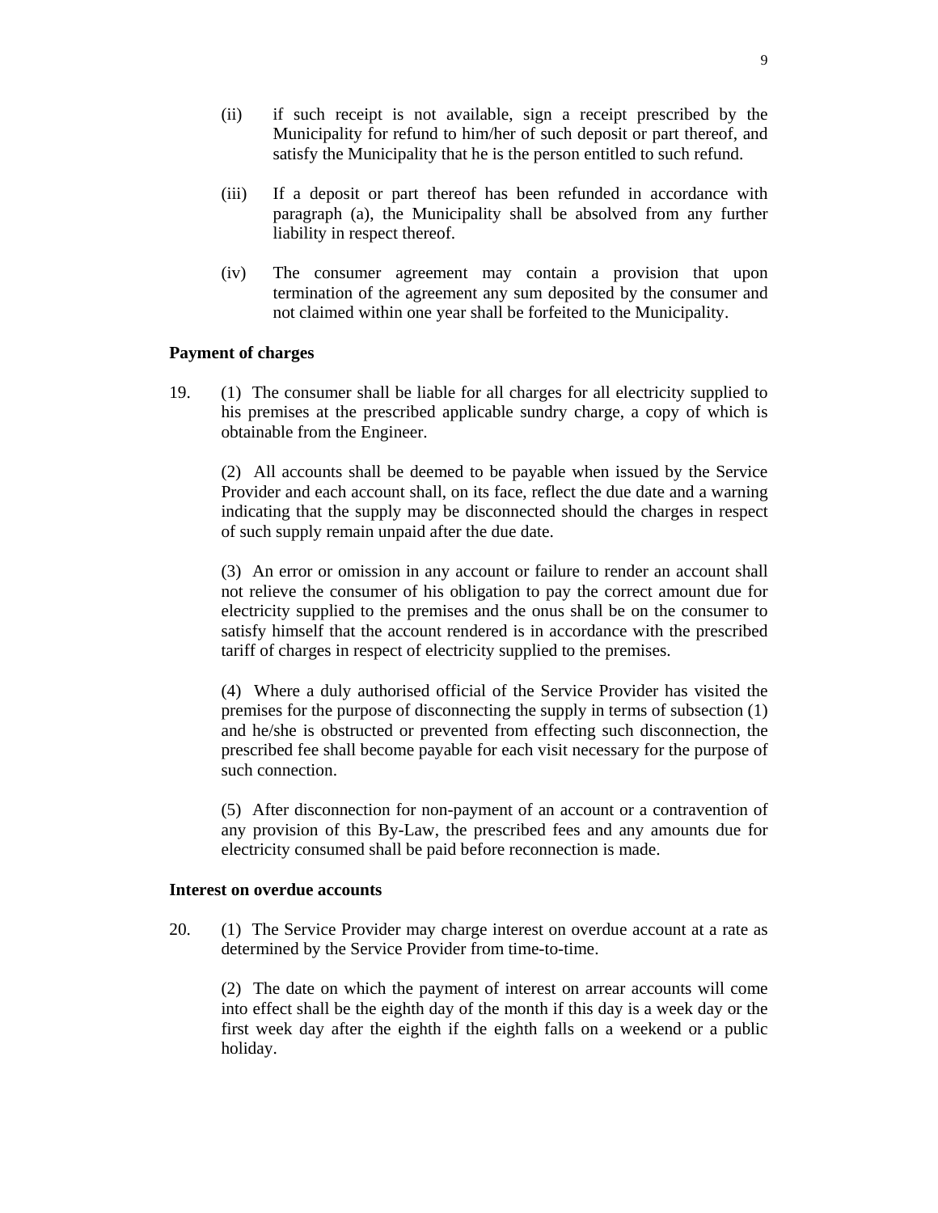(ii) if such receipt is not available, sign a receipt prescribed by the Municipality for refund to him/her of such deposit or part thereof, and satisfy the Municipality that he is the person entitled to such refund.

(iii) If a deposit or part thereof has been refunded in accordance with paragraph (a), the Municipality shall be absolved from any further liability in respect thereof.

(iv) The consumer agreement may contain a provision that upon termination of the agreement any sum deposited by the consumer and not claimed within one year shall be forfeited to the Municipality.

**Payment of charges**

19. (1) The consumer shall be liable for all charges for all electricity supplied to his premises at the prescribed applicable sundry charge, a copy of which is obtainable from the Engineer.

(2) All accounts shall be deemed to be payable when issued by the Service Provider and each account shall, on its face, reflect the due date and a warning indicating that the supply may be disconnected should the charges in respect of such supply remain unpaid after the due date.

(3) An error or omission in any account or failure to render an account shall not relieve the consumer of his obligation to pay the correct amount due for electricity supplied to the premises and the onus shall be on the consumer to satisfy himself that the account rendered is in accordance with the prescribed tariff of charges in respect of electricity supplied to the premises.

(4) Where a duly authorised official of the Service Provider has visited the premises for the purpose of disconnecting the supply in terms of subsection (1) and he/she is obstructed or prevented from effecting such disconnection, the prescribed fee shall become payable for each visit necessary for the purpose of such connection.

(5) After disconnection for non-payment of an account or a contravention of any provision of this By-Law, the prescribed fees and any amounts due for electricity consumed shall be paid before reconnection is made.

**Interest on overdue accounts**

20. (1) The Service Provider may charge interest on overdue account at a rate as determined by the Service Provider from time-to-time.

(2) The date on which the payment of interest on arrear accounts will come into effect shall be the eighth day of the month if this day is a week day or the first week day after the eighth if the eighth falls on a weekend or a public holiday.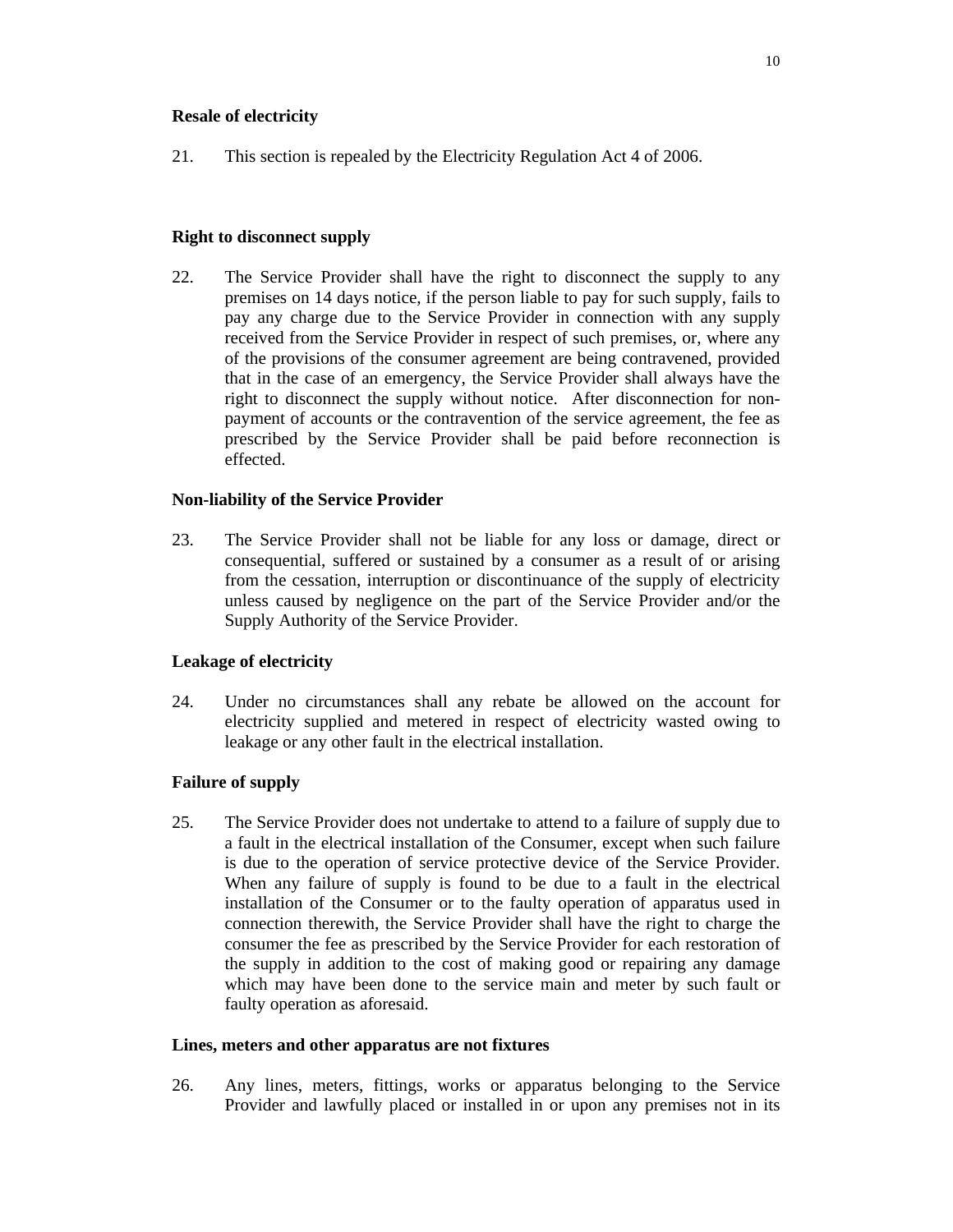**Resale of electricity**

21. This section is repealed by the Electricity Regulation Act 4 of 2006.

**Right to disconnect supply**

22. The Service Provider shall have the right to disconnect the supply to any premises on 14 days notice, if the person liable to pay for such supply, fails to pay any charge due to the Service Provider in connection with any supply received from the Service Provider in respect of such premises, or, where any of the provisions of the consumer agreement are being contravened, provided that in the case of an emergency, the Service Provider shall always have the right to disconnect the supply without notice. After disconnection for non-payment of accounts or the contravention of the service agreement, the fee as prescribed by the Service Provider shall be paid before reconnection is effected.

**Non-liability of the Service Provider**

23. The Service Provider shall not be liable for any loss or damage, direct or consequential, suffered or sustained by a consumer as a result of or arising from the cessation, interruption or discontinuance of the supply of electricity unless caused by negligence on the part of the Service Provider and/or the Supply Authority of the Service Provider.

**Leakage of electricity**

24. Under no circumstances shall any rebate be allowed on the account for electricity supplied and metered in respect of electricity wasted owing to leakage or any other fault in the electrical installation.

**Failure of supply**

25. The Service Provider does not undertake to attend to a failure of supply due to a fault in the electrical installation of the Consumer, except when such failure is due to the operation of service protective device of the Service Provider. When any failure of supply is found to be due to a fault in the electrical installation of the Consumer or to the faulty operation of apparatus used in connection therewith, the Service Provider shall have the right to charge the consumer the fee as prescribed by the Service Provider for each restoration of the supply in addition to the cost of making good or repairing any damage which may have been done to the service main and meter by such fault or faulty operation as aforesaid.

**Lines, meters and other apparatus are not fixtures**

26. Any lines, meters, fittings, works or apparatus belonging to the Service Provider and lawfully placed or installed in or upon any premises not in its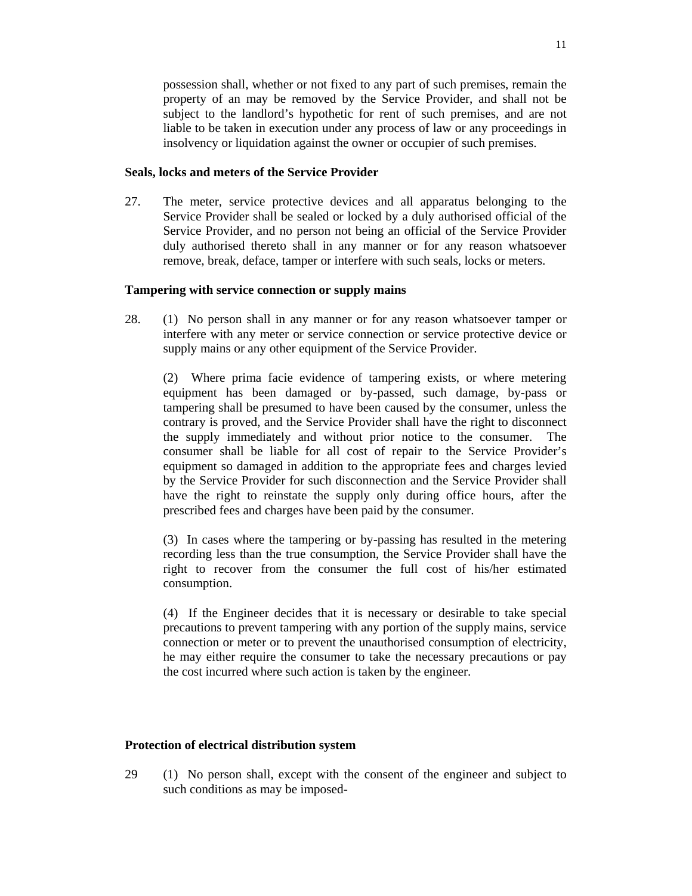possession shall, whether or not fixed to any part of such premises, remain the property of an may be removed by the Service Provider, and shall not be subject to the landlord's hypothetic for rent of such premises, and are not liable to be taken in execution under any process of law or any proceedings in insolvency or liquidation against the owner or occupier of such premises.

**Seals, locks and meters of the Service Provider**

27. The meter, service protective devices and all apparatus belonging to the Service Provider shall be sealed or locked by a duly authorised official of the Service Provider, and no person not being an official of the Service Provider duly authorised thereto shall in any manner or for any reason whatsoever remove, break, deface, tamper or interfere with such seals, locks or meters.

**Tampering with service connection or supply mains**

28. (1) No person shall in any manner or for any reason whatsoever tamper or interfere with any meter or service connection or service protective device or supply mains or any other equipment of the Service Provider.

(2) Where prima facie evidence of tampering exists, or where metering equipment has been damaged or by-passed, such damage, by-pass or tampering shall be presumed to have been caused by the consumer, unless the contrary is proved, and the Service Provider shall have the right to disconnect the supply immediately and without prior notice to the consumer. The consumer shall be liable for all cost of repair to the Service Provider's equipment so damaged in addition to the appropriate fees and charges levied by the Service Provider for such disconnection and the Service Provider shall have the right to reinstate the supply only during office hours, after the prescribed fees and charges have been paid by the consumer.

(3) In cases where the tampering or by-passing has resulted in the metering recording less than the true consumption, the Service Provider shall have the right to recover from the consumer the full cost of his/her estimated consumption.

(4) If the Engineer decides that it is necessary or desirable to take special precautions to prevent tampering with any portion of the supply mains, service connection or meter or to prevent the unauthorised consumption of electricity, he may either require the consumer to take the necessary precautions or pay the cost incurred where such action is taken by the engineer.

**Protection of electrical distribution system**

29 (1) No person shall, except with the consent of the engineer and subject to such conditions as may be imposed-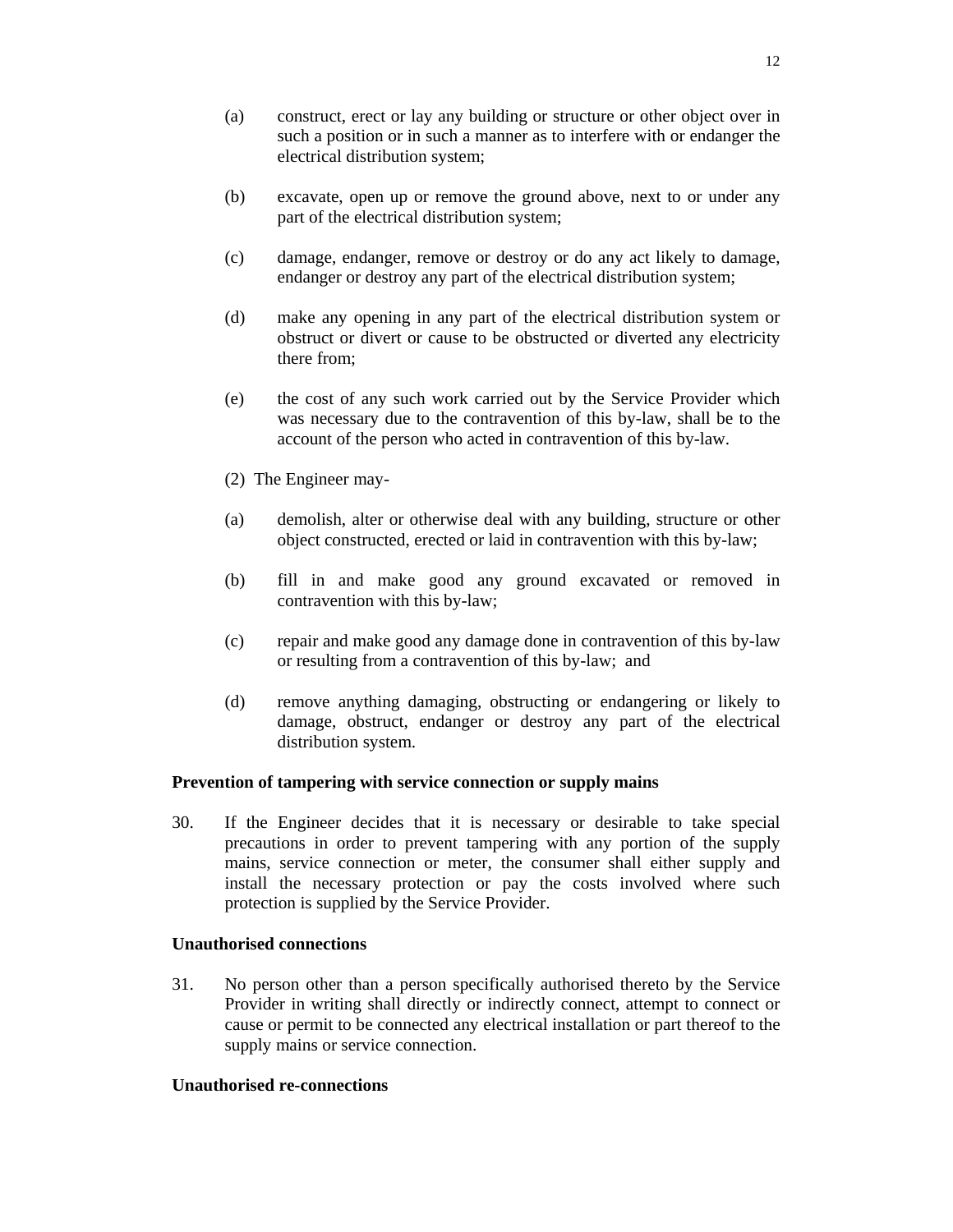(a) construct, erect or lay any building or structure or other object over in such a position or in such a manner as to interfere with or endanger the electrical distribution system;

(b) excavate, open up or remove the ground above, next to or under any part of the electrical distribution system;

(c) damage, endanger, remove or destroy or do any act likely to damage, endanger or destroy any part of the electrical distribution system;

(d) make any opening in any part of the electrical distribution system or obstruct or divert or cause to be obstructed or diverted any electricity there from;

(e) the cost of any such work carried out by the Service Provider which was necessary due to the contravention of this by-law, shall be to the account of the person who acted in contravention of this by-law.

(2) The Engineer may-

(a) demolish, alter or otherwise deal with any building, structure or other object constructed, erected or laid in contravention with this by-law;

(b) fill in and make good any ground excavated or removed in contravention with this by-law;

(c) repair and make good any damage done in contravention of this by-law or resulting from a contravention of this by-law; and

(d) remove anything damaging, obstructing or endangering or likely to damage, obstruct, endanger or destroy any part of the electrical distribution system.

**Prevention of tampering with service connection or supply mains**

30. If the Engineer decides that it is necessary or desirable to take special precautions in order to prevent tampering with any portion of the supply mains, service connection or meter, the consumer shall either supply and install the necessary protection or pay the costs involved where such protection is supplied by the Service Provider.

**Unauthorised connections**

31. No person other than a person specifically authorised thereto by the Service Provider in writing shall directly or indirectly connect, attempt to connect or cause or permit to be connected any electrical installation or part thereof to the supply mains or service connection.

**Unauthorised re-connections**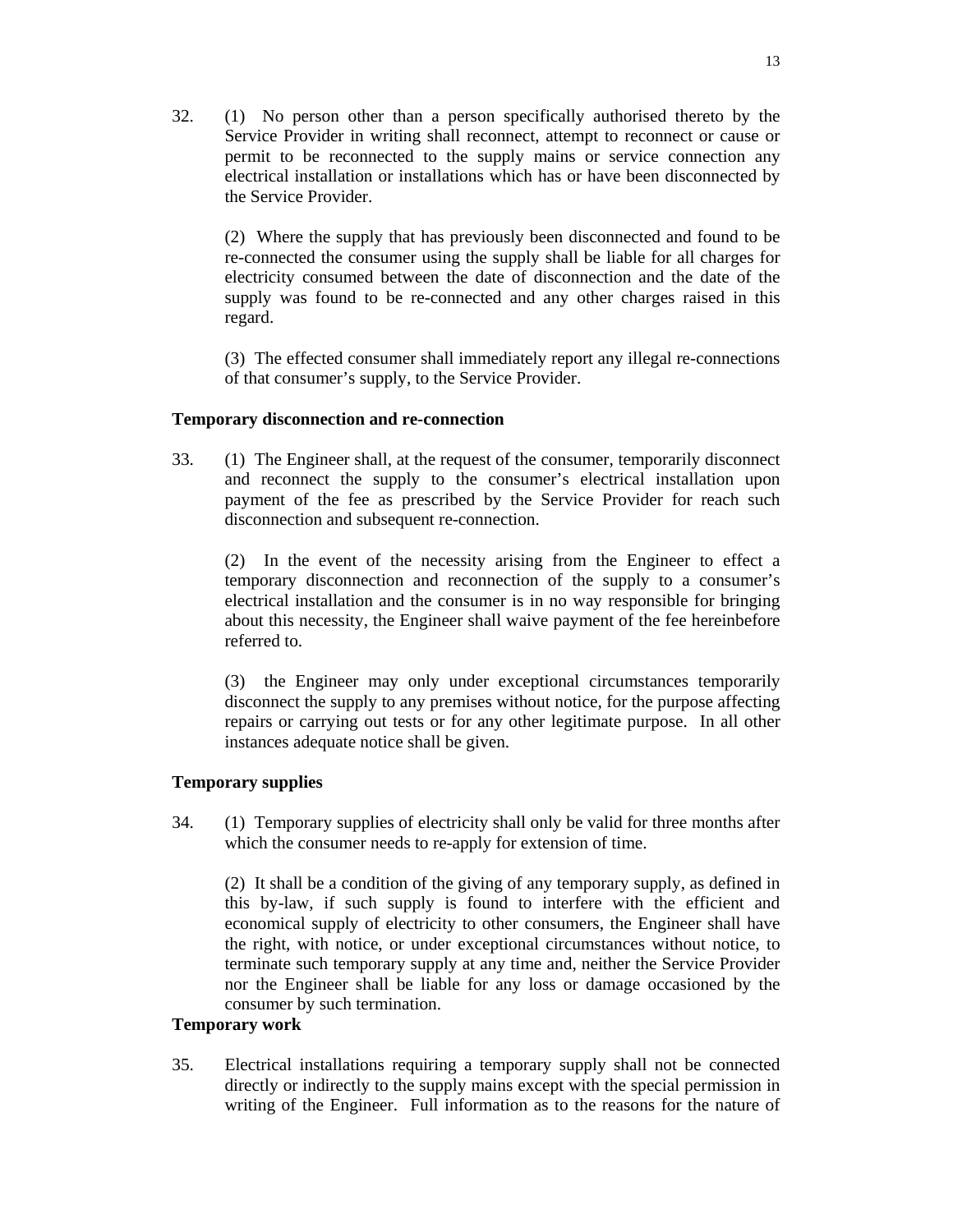32. (1) No person other than a person specifically authorised thereto by the Service Provider in writing shall reconnect, attempt to reconnect or cause or permit to be reconnected to the supply mains or service connection any electrical installation or installations which has or have been disconnected by the Service Provider.

(2) Where the supply that has previously been disconnected and found to be re-connected the consumer using the supply shall be liable for all charges for electricity consumed between the date of disconnection and the date of the supply was found to be re-connected and any other charges raised in this regard.

(3) The effected consumer shall immediately report any illegal re-connections of that consumer's supply, to the Service Provider.

**Temporary disconnection and re-connection**

33. (1) The Engineer shall, at the request of the consumer, temporarily disconnect and reconnect the supply to the consumer's electrical installation upon payment of the fee as prescribed by the Service Provider for reach such disconnection and subsequent re-connection.

(2) In the event of the necessity arising from the Engineer to effect a temporary disconnection and reconnection of the supply to a consumer's electrical installation and the consumer is in no way responsible for bringing about this necessity, the Engineer shall waive payment of the fee hereinbefore referred to.

(3) the Engineer may only under exceptional circumstances temporarily disconnect the supply to any premises without notice, for the purpose affecting repairs or carrying out tests or for any other legitimate purpose. In all other instances adequate notice shall be given.

**Temporary supplies**

34. (1) Temporary supplies of electricity shall only be valid for three months after which the consumer needs to re-apply for extension of time.

(2) It shall be a condition of the giving of any temporary supply, as defined in this by-law, if such supply is found to interfere with the efficient and economical supply of electricity to other consumers, the Engineer shall have the right, with notice, or under exceptional circumstances without notice, to terminate such temporary supply at any time and, neither the Service Provider nor the Engineer shall be liable for any loss or damage occasioned by the consumer by such termination.

**Temporary work**

35. Electrical installations requiring a temporary supply shall not be connected directly or indirectly to the supply mains except with the special permission in writing of the Engineer. Full information as to the reasons for the nature of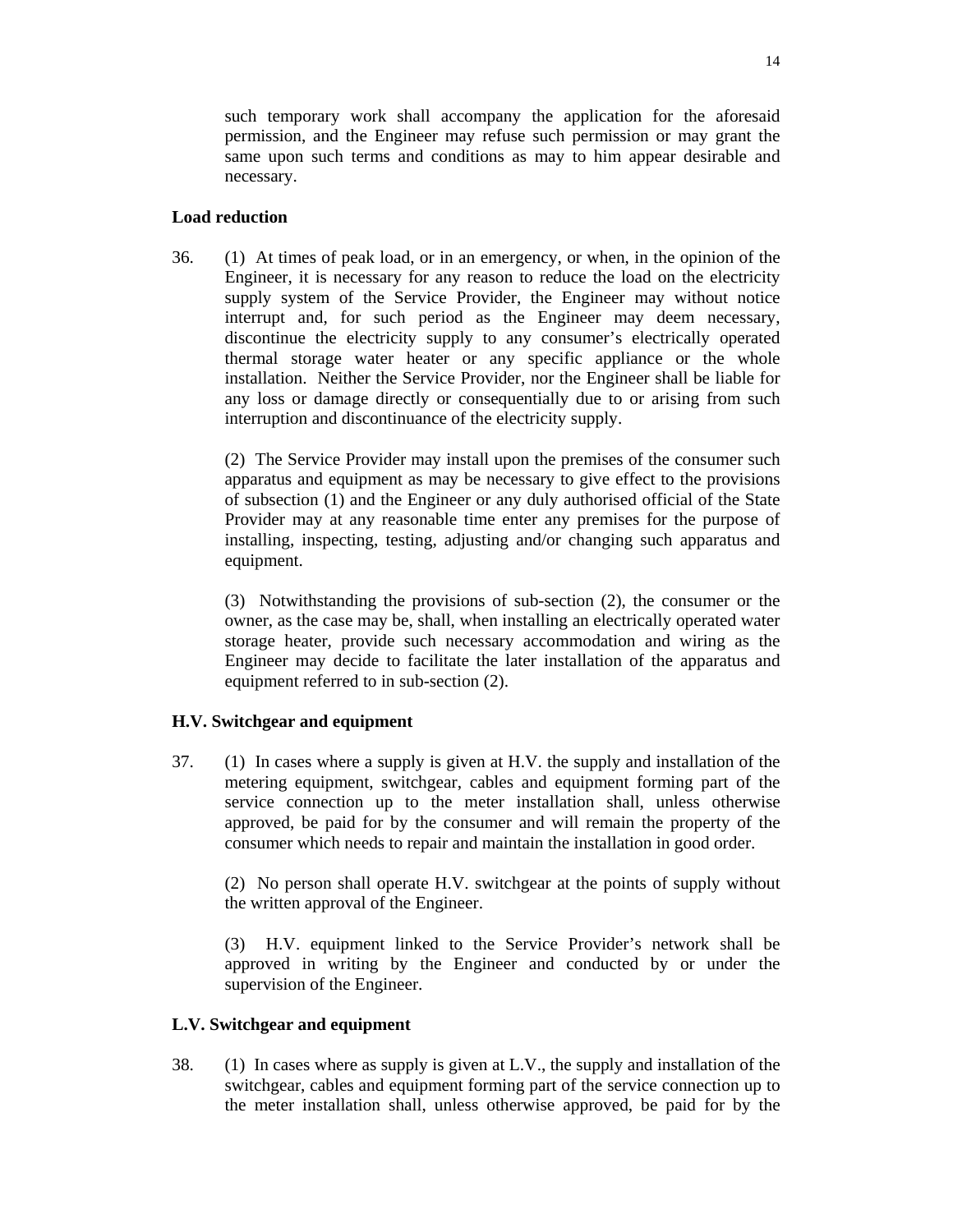such temporary work shall accompany the application for the aforesaid permission, and the Engineer may refuse such permission or may grant the same upon such terms and conditions as may to him appear desirable and necessary.

**Load reduction**

36. (1) At times of peak load, or in an emergency, or when, in the opinion of the Engineer, it is necessary for any reason to reduce the load on the electricity supply system of the Service Provider, the Engineer may without notice interrupt and, for such period as the Engineer may deem necessary, discontinue the electricity supply to any consumer's electrically operated thermal storage water heater or any specific appliance or the whole installation. Neither the Service Provider, nor the Engineer shall be liable for any loss or damage directly or consequentially due to or arising from such interruption and discontinuance of the electricity supply.

(2) The Service Provider may install upon the premises of the consumer such apparatus and equipment as may be necessary to give effect to the provisions of subsection (1) and the Engineer or any duly authorised official of the State Provider may at any reasonable time enter any premises for the purpose of installing, inspecting, testing, adjusting and/or changing such apparatus and equipment.

(3) Notwithstanding the provisions of sub-section (2), the consumer or the owner, as the case may be, shall, when installing an electrically operated water storage heater, provide such necessary accommodation and wiring as the Engineer may decide to facilitate the later installation of the apparatus and equipment referred to in sub-section (2).

**H.V. Switchgear and equipment**

37. (1) In cases where a supply is given at H.V. the supply and installation of the metering equipment, switchgear, cables and equipment forming part of the service connection up to the meter installation shall, unless otherwise approved, be paid for by the consumer and will remain the property of the consumer which needs to repair and maintain the installation in good order.

(2) No person shall operate H.V. switchgear at the points of supply without the written approval of the Engineer.

(3) H.V. equipment linked to the Service Provider's network shall be approved in writing by the Engineer and conducted by or under the supervision of the Engineer.

**L.V. Switchgear and equipment**

38. (1) In cases where as supply is given at L.V., the supply and installation of the switchgear, cables and equipment forming part of the service connection up to the meter installation shall, unless otherwise approved, be paid for by the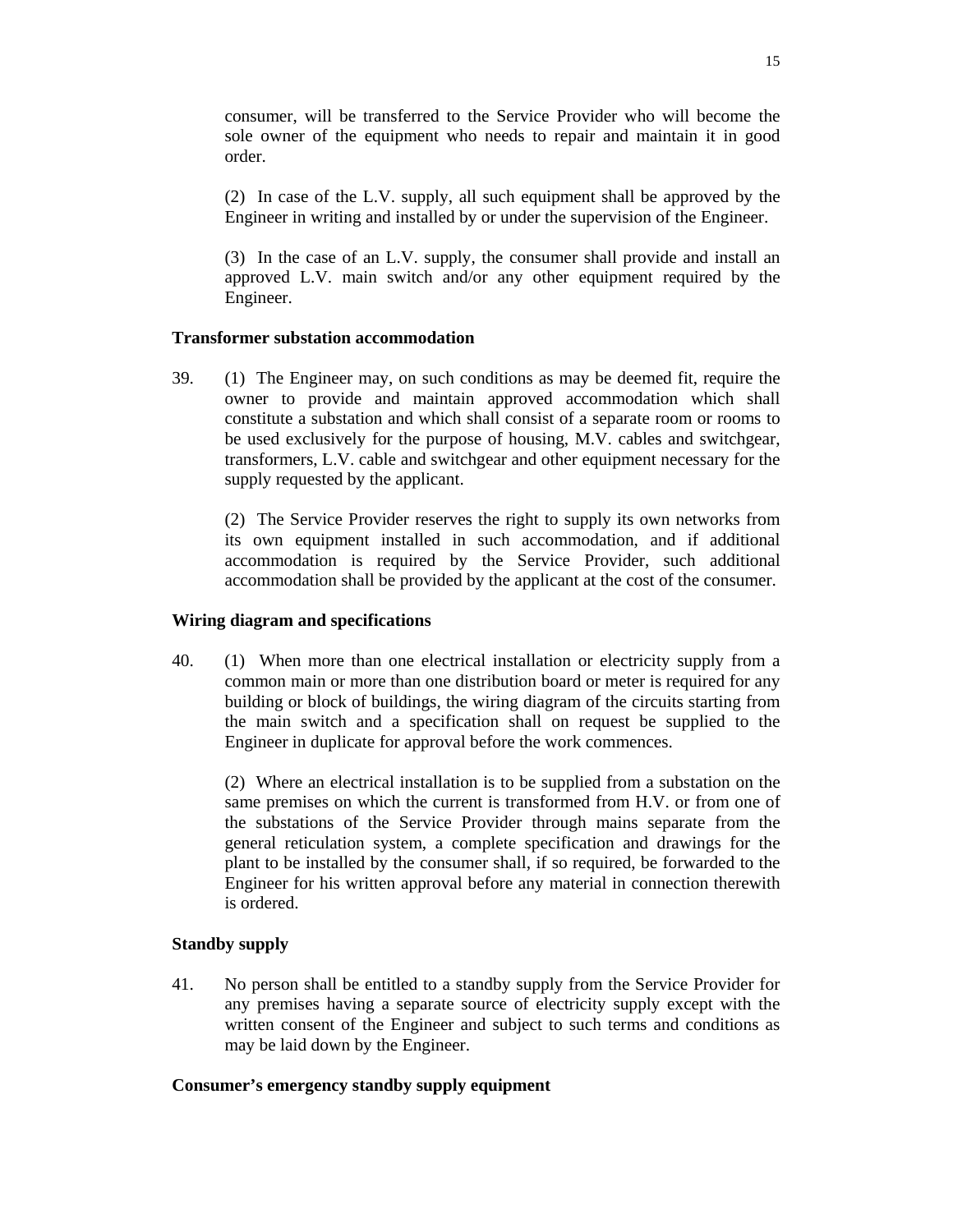consumer, will be transferred to the Service Provider who will become the sole owner of the equipment who needs to repair and maintain it in good order.

(2) In case of the L.V. supply, all such equipment shall be approved by the Engineer in writing and installed by or under the supervision of the Engineer.

(3) In the case of an L.V. supply, the consumer shall provide and install an approved L.V. main switch and/or any other equipment required by the Engineer.

**Transformer substation accommodation**

39. (1) The Engineer may, on such conditions as may be deemed fit, require the owner to provide and maintain approved accommodation which shall constitute a substation and which shall consist of a separate room or rooms to be used exclusively for the purpose of housing, M.V. cables and switchgear, transformers, L.V. cable and switchgear and other equipment necessary for the supply requested by the applicant.

(2) The Service Provider reserves the right to supply its own networks from its own equipment installed in such accommodation, and if additional accommodation is required by the Service Provider, such additional accommodation shall be provided by the applicant at the cost of the consumer.

**Wiring diagram and specifications**

40. (1) When more than one electrical installation or electricity supply from a common main or more than one distribution board or meter is required for any building or block of buildings, the wiring diagram of the circuits starting from the main switch and a specification shall on request be supplied to the Engineer in duplicate for approval before the work commences.

(2) Where an electrical installation is to be supplied from a substation on the same premises on which the current is transformed from H.V. or from one of the substations of the Service Provider through mains separate from the general reticulation system, a complete specification and drawings for the plant to be installed by the consumer shall, if so required, be forwarded to the Engineer for his written approval before any material in connection therewith is ordered.

**Standby supply**

41. No person shall be entitled to a standby supply from the Service Provider for any premises having a separate source of electricity supply except with the written consent of the Engineer and subject to such terms and conditions as may be laid down by the Engineer.

**Consumer's emergency standby supply equipment**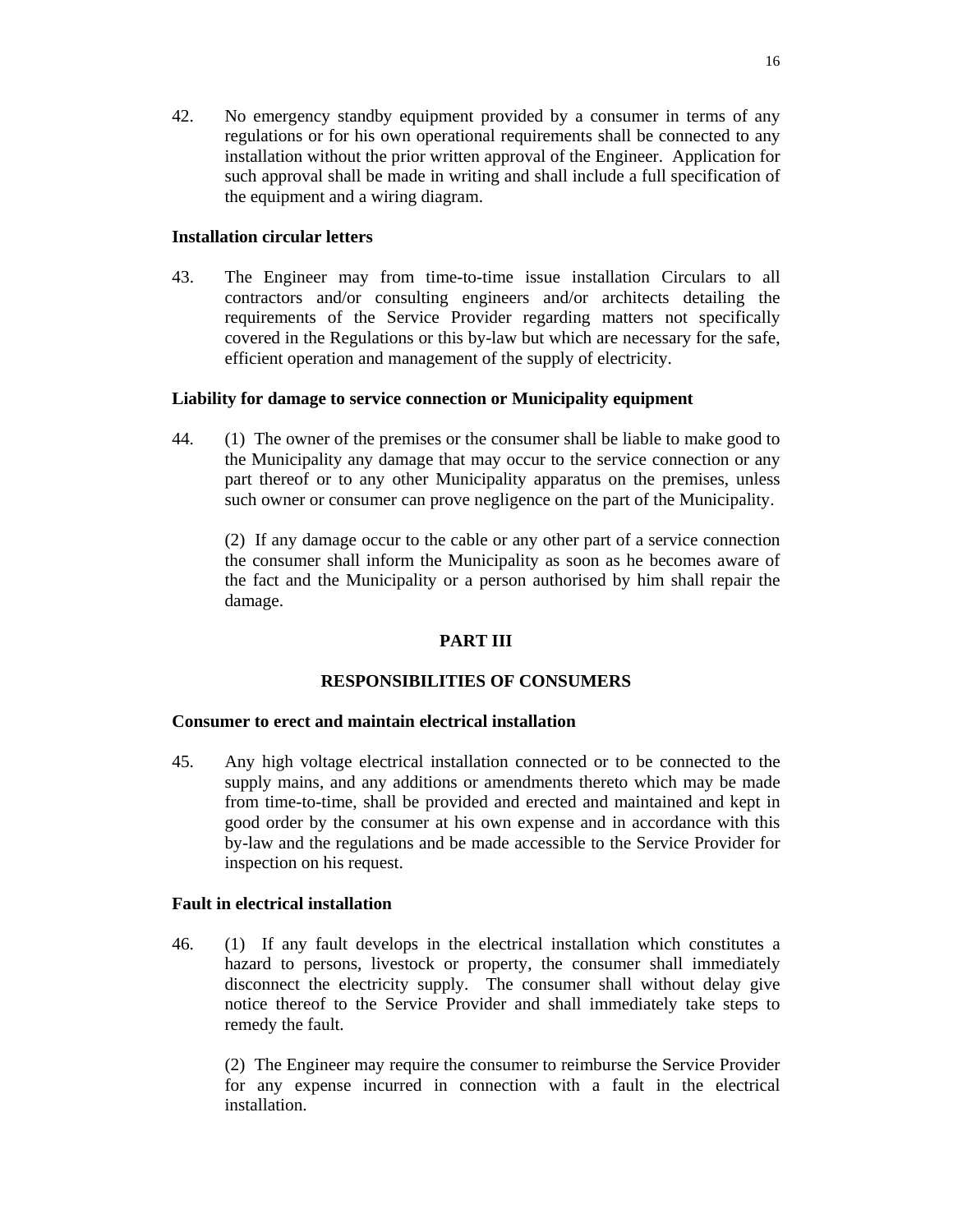42. No emergency standby equipment provided by a consumer in terms of any regulations or for his own operational requirements shall be connected to any installation without the prior written approval of the Engineer. Application for such approval shall be made in writing and shall include a full specification of the equipment and a wiring diagram.

**Installation circular letters**

43. The Engineer may from time-to-time issue installation Circulars to all contractors and/or consulting engineers and/or architects detailing the requirements of the Service Provider regarding matters not specifically covered in the Regulations or this by-law but which are necessary for the safe, efficient operation and management of the supply of electricity.

**Liability for damage to service connection or Municipality equipment**

44. (1) The owner of the premises or the consumer shall be liable to make good to the Municipality any damage that may occur to the service connection or any part thereof or to any other Municipality apparatus on the premises, unless such owner or consumer can prove negligence on the part of the Municipality.

(2) If any damage occur to the cable or any other part of a service connection the consumer shall inform the Municipality as soon as he becomes aware of the fact and the Municipality or a person authorised by him shall repair the damage.

## PART III

## RESPONSIBILITIES OF CONSUMERS

**Consumer to erect and maintain electrical installation**

45. Any high voltage electrical installation connected or to be connected to the supply mains, and any additions or amendments thereto which may be made from time-to-time, shall be provided and erected and maintained and kept in good order by the consumer at his own expense and in accordance with this by-law and the regulations and be made accessible to the Service Provider for inspection on his request.

**Fault in electrical installation**

46. (1) If any fault develops in the electrical installation which constitutes a hazard to persons, livestock or property, the consumer shall immediately disconnect the electricity supply. The consumer shall without delay give notice thereof to the Service Provider and shall immediately take steps to remedy the fault.

(2) The Engineer may require the consumer to reimburse the Service Provider for any expense incurred in connection with a fault in the electrical installation.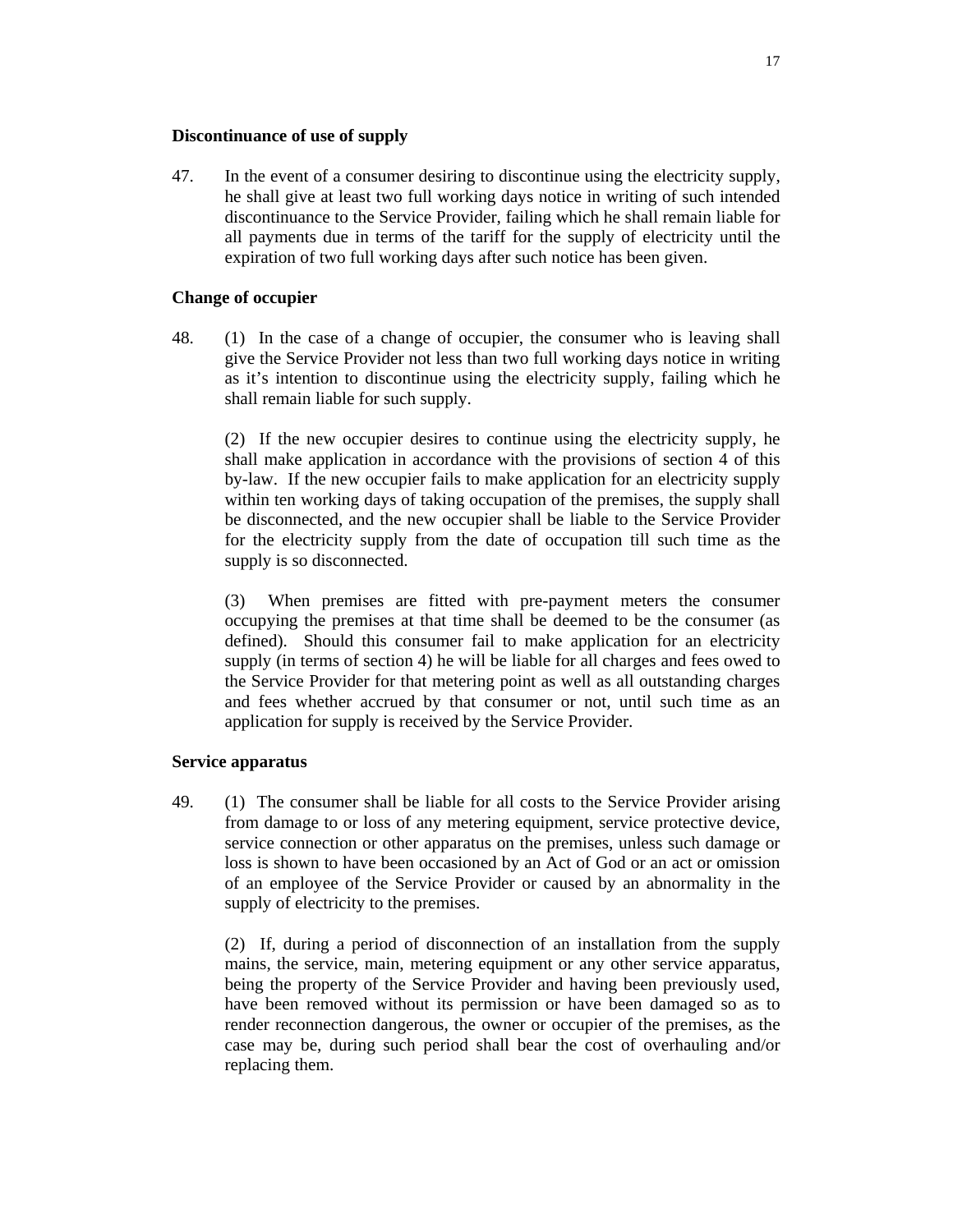**Discontinuance of use of supply**

47. In the event of a consumer desiring to discontinue using the electricity supply, he shall give at least two full working days notice in writing of such intended discontinuance to the Service Provider, failing which he shall remain liable for all payments due in terms of the tariff for the supply of electricity until the expiration of two full working days after such notice has been given.

**Change of occupier**

48. (1) In the case of a change of occupier, the consumer who is leaving shall give the Service Provider not less than two full working days notice in writing as it's intention to discontinue using the electricity supply, failing which he shall remain liable for such supply.

(2) If the new occupier desires to continue using the electricity supply, he shall make application in accordance with the provisions of section 4 of this by-law. If the new occupier fails to make application for an electricity supply within ten working days of taking occupation of the premises, the supply shall be disconnected, and the new occupier shall be liable to the Service Provider for the electricity supply from the date of occupation till such time as the supply is so disconnected.

(3) When premises are fitted with pre-payment meters the consumer occupying the premises at that time shall be deemed to be the consumer (as defined). Should this consumer fail to make application for an electricity supply (in terms of section 4) he will be liable for all charges and fees owed to the Service Provider for that metering point as well as all outstanding charges and fees whether accrued by that consumer or not, until such time as an application for supply is received by the Service Provider.

**Service apparatus**

49. (1) The consumer shall be liable for all costs to the Service Provider arising from damage to or loss of any metering equipment, service protective device, service connection or other apparatus on the premises, unless such damage or loss is shown to have been occasioned by an Act of God or an act or omission of an employee of the Service Provider or caused by an abnormality in the supply of electricity to the premises.

(2) If, during a period of disconnection of an installation from the supply mains, the service, main, metering equipment or any other service apparatus, being the property of the Service Provider and having been previously used, have been removed without its permission or have been damaged so as to render reconnection dangerous, the owner or occupier of the premises, as the case may be, during such period shall bear the cost of overhauling and/or replacing them.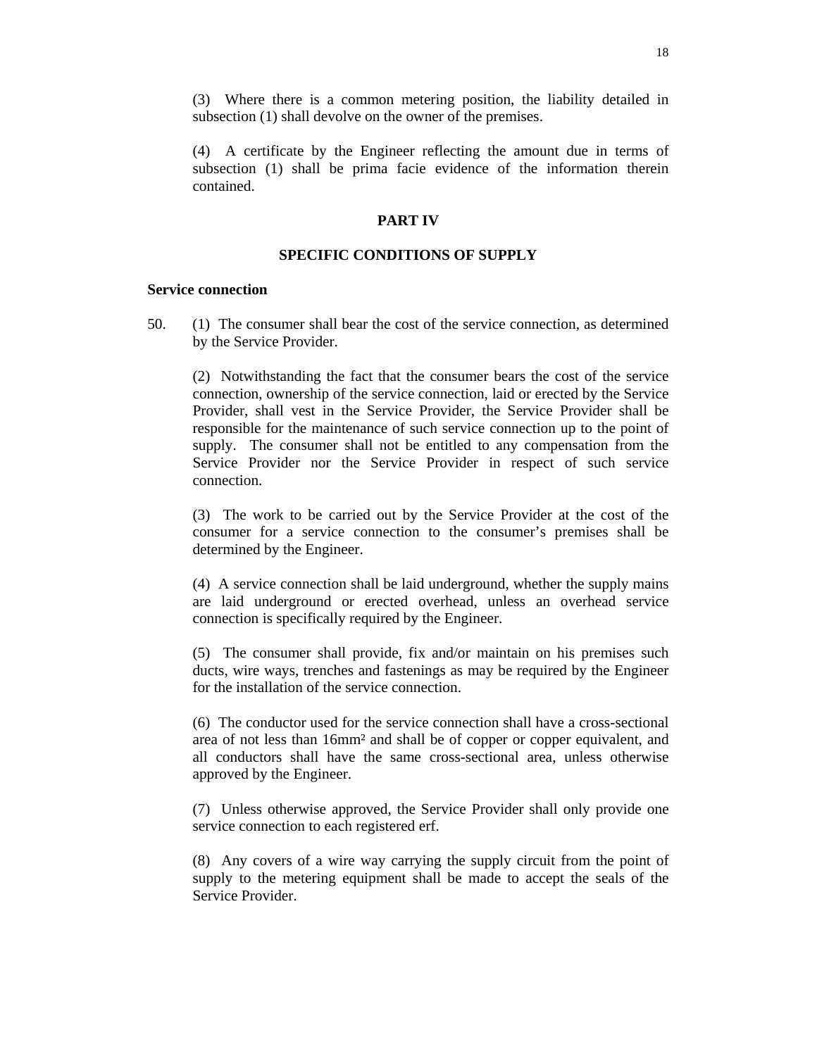(3) Where there is a common metering position, the liability detailed in subsection (1) shall devolve on the owner of the premises.

(4) A certificate by the Engineer reflecting the amount due in terms of subsection (1) shall be prima facie evidence of the information therein contained.

## PART IV

## SPECIFIC CONDITIONS OF SUPPLY

**Service connection**

50. (1) The consumer shall bear the cost of the service connection, as determined by the Service Provider.

(2) Notwithstanding the fact that the consumer bears the cost of the service connection, ownership of the service connection, laid or erected by the Service Provider, shall vest in the Service Provider, the Service Provider shall be responsible for the maintenance of such service connection up to the point of supply. The consumer shall not be entitled to any compensation from the Service Provider nor the Service Provider in respect of such service connection.

(3) The work to be carried out by the Service Provider at the cost of the consumer for a service connection to the consumer's premises shall be determined by the Engineer.

(4) A service connection shall be laid underground, whether the supply mains are laid underground or erected overhead, unless an overhead service connection is specifically required by the Engineer.

(5) The consumer shall provide, fix and/or maintain on his premises such ducts, wire ways, trenches and fastenings as may be required by the Engineer for the installation of the service connection.

(6) The conductor used for the service connection shall have a cross-sectional area of not less than $16mm^2$ and shall be of copper or copper equivalent, and all conductors shall have the same cross-sectional area, unless otherwise approved by the Engineer.

(7) Unless otherwise approved, the Service Provider shall only provide one service connection to each registered erf.

(8) Any covers of a wire way carrying the supply circuit from the point of supply to the metering equipment shall be made to accept the seals of the Service Provider.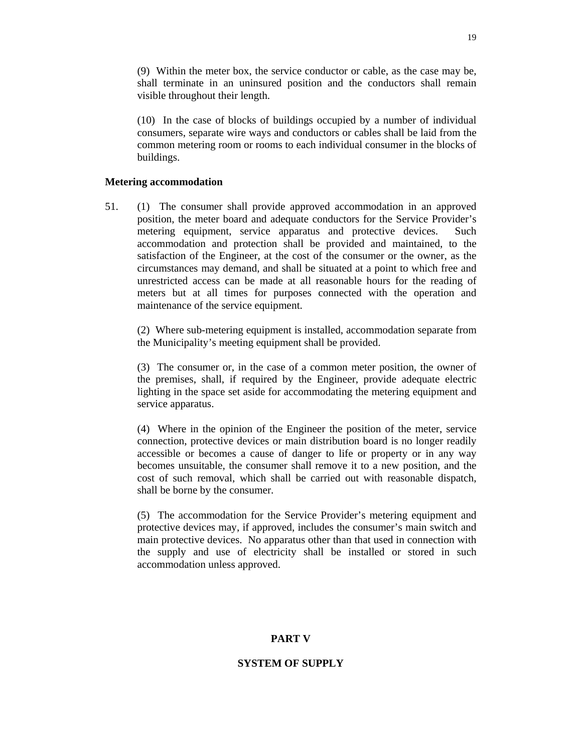(9) Within the meter box, the service conductor or cable, as the case may be, shall terminate in an uninsured position and the conductors shall remain visible throughout their length.

(10) In the case of blocks of buildings occupied by a number of individual consumers, separate wire ways and conductors or cables shall be laid from the common metering room or rooms to each individual consumer in the blocks of buildings.

**Metering accommodation**

51. (1) The consumer shall provide approved accommodation in an approved position, the meter board and adequate conductors for the Service Provider's metering equipment, service apparatus and protective devices. Such accommodation and protection shall be provided and maintained, to the satisfaction of the Engineer, at the cost of the consumer or the owner, as the circumstances may demand, and shall be situated at a point to which free and unrestricted access can be made at all reasonable hours for the reading of meters but at all times for purposes connected with the operation and maintenance of the service equipment.

(2) Where sub-metering equipment is installed, accommodation separate from the Municipality's meeting equipment shall be provided.

(3) The consumer or, in the case of a common meter position, the owner of the premises, shall, if required by the Engineer, provide adequate electric lighting in the space set aside for accommodating the metering equipment and service apparatus.

(4) Where in the opinion of the Engineer the position of the meter, service connection, protective devices or main distribution board is no longer readily accessible or becomes a cause of danger to life or property or in any way becomes unsuitable, the consumer shall remove it to a new position, and the cost of such removal, which shall be carried out with reasonable dispatch, shall be borne by the consumer.

(5) The accommodation for the Service Provider's metering equipment and protective devices may, if approved, includes the consumer's main switch and main protective devices. No apparatus other than that used in connection with the supply and use of electricity shall be installed or stored in such accommodation unless approved.

## PART V

## SYSTEM OF SUPPLY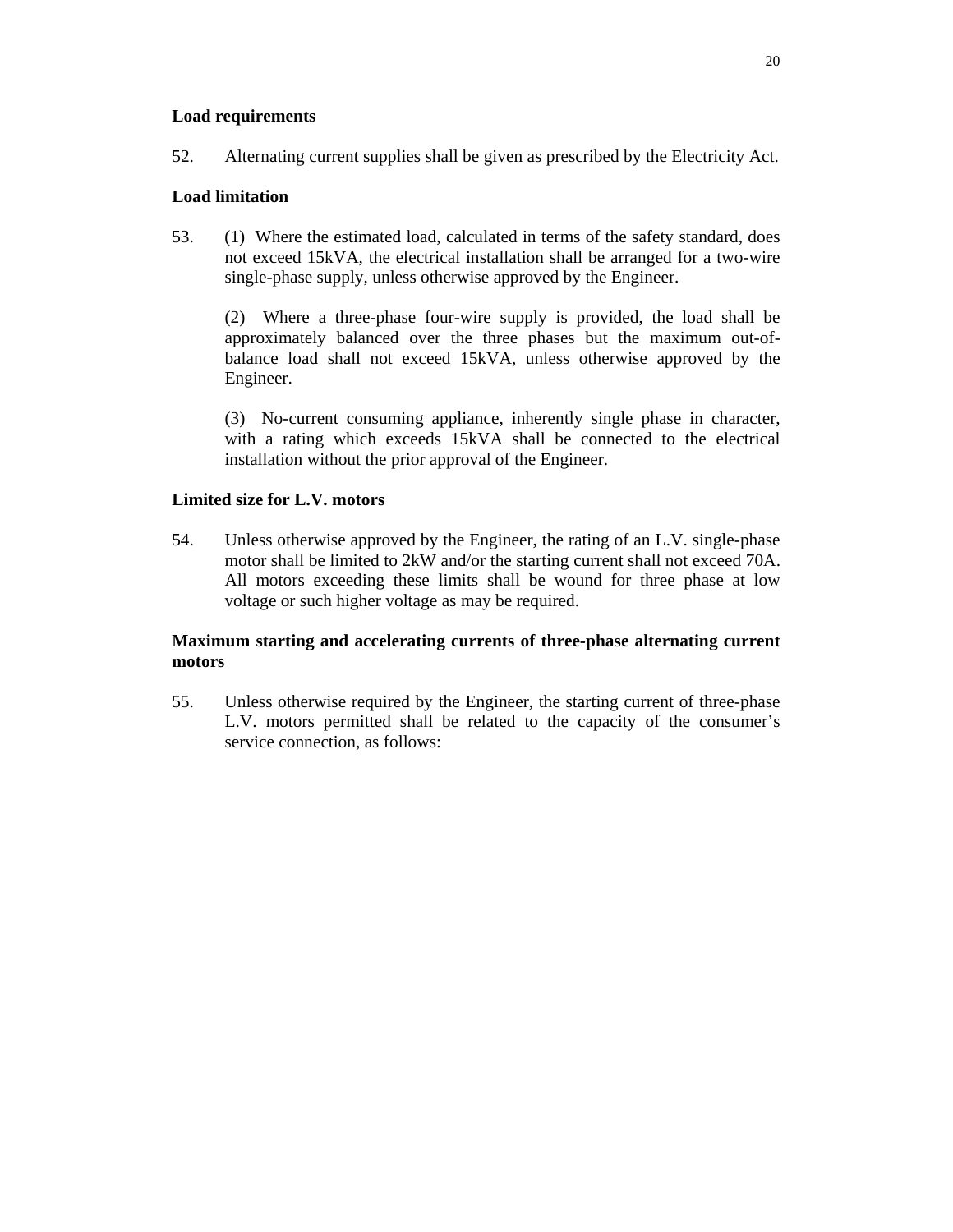**Load requirements**

52. Alternating current supplies shall be given as prescribed by the Electricity Act.

**Load limitation**

53. (1) Where the estimated load, calculated in terms of the safety standard, does not exceed 15kVA, the electrical installation shall be arranged for a two-wire single-phase supply, unless otherwise approved by the Engineer.

(2) Where a three-phase four-wire supply is provided, the load shall be approximately balanced over the three phases but the maximum out-of-balance load shall not exceed 15kVA, unless otherwise approved by the Engineer.

(3) No-current consuming appliance, inherently single phase in character, with a rating which exceeds 15kVA shall be connected to the electrical installation without the prior approval of the Engineer.

**Limited size for L.V. motors**

54. Unless otherwise approved by the Engineer, the rating of an L.V. single-phase motor shall be limited to 2kW and/or the starting current shall not exceed 70A. All motors exceeding these limits shall be wound for three phase at low voltage or such higher voltage as may be required.

**Maximum starting and accelerating currents of three-phase alternating current motors**

55. Unless otherwise required by the Engineer, the starting current of three-phase L.V. motors permitted shall be related to the capacity of the consumer's service connection, as follows: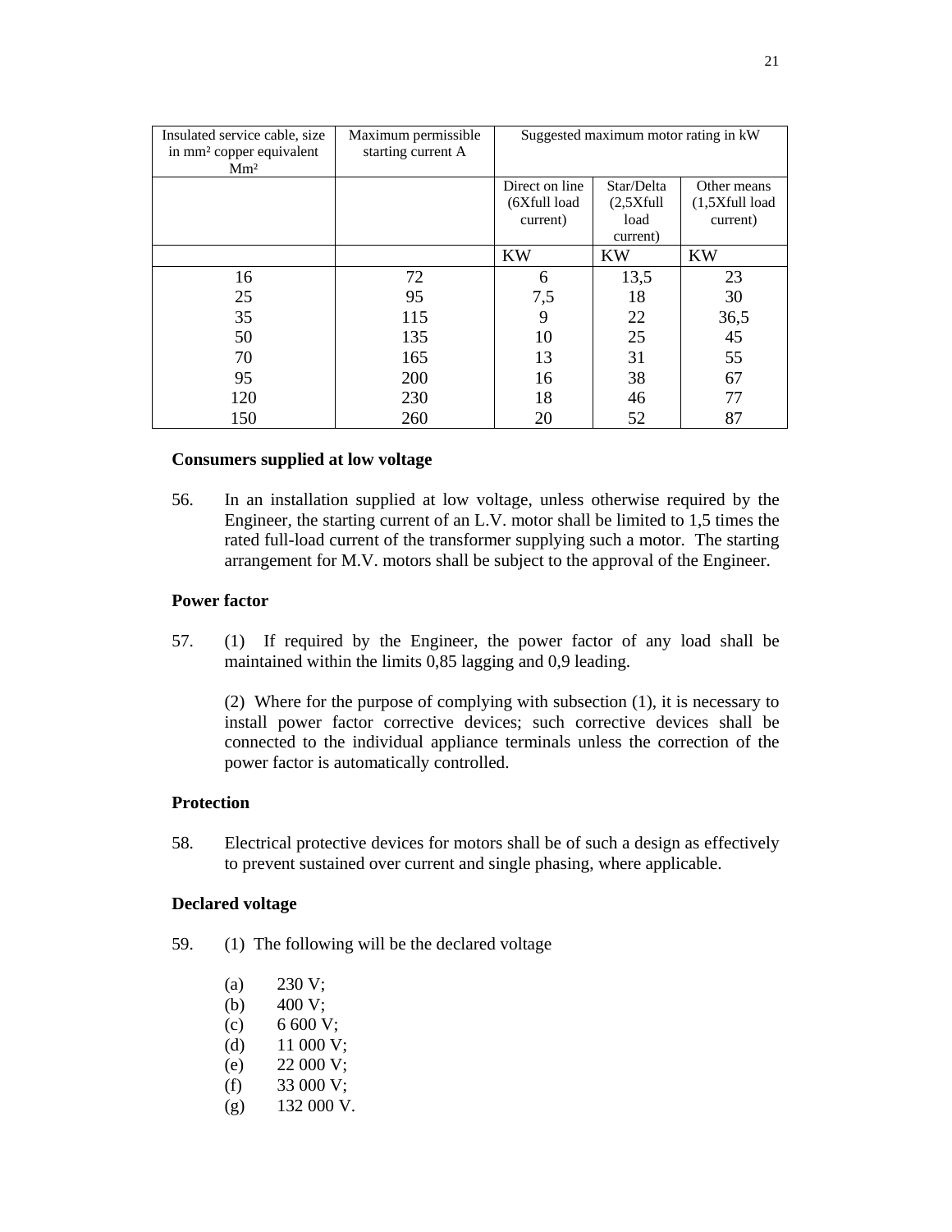| Insulated service cable, size in mm² copper equivalent Mm² | Maximum permissible starting current A | Suggested maximum motor rating in kW | | |
|---|---|---|---|---|
| | | Direct on line (6Xfull load current) | Star/Delta (2,5Xfull load current) | Other means (1,5Xfull load current) |
| | | KW | KW | KW |
| 16 | 72 | 6 | 13,5 | 23 |
| 25 | 95 | 7,5 | 18 | 30 |
| 35 | 115 | 9 | 22 | 36,5 |
| 50 | 135 | 10 | 25 | 45 |
| 70 | 165 | 13 | 31 | 55 |
| 95 | 200 | 16 | 38 | 67 |
| 120 | 230 | 18 | 46 | 77 |
| 150 | 260 | 20 | 52 | 87 |

**Consumers supplied at low voltage**

56. In an installation supplied at low voltage, unless otherwise required by the Engineer, the starting current of an L.V. motor shall be limited to 1,5 times the rated full-load current of the transformer supplying such a motor. The starting arrangement for M.V. motors shall be subject to the approval of the Engineer.

**Power factor**

57. (1) If required by the Engineer, the power factor of any load shall be maintained within the limits 0,85 lagging and 0,9 leading.

(2) Where for the purpose of complying with subsection (1), it is necessary to install power factor corrective devices; such corrective devices shall be connected to the individual appliance terminals unless the correction of the power factor is automatically controlled.

**Protection**

58. Electrical protective devices for motors shall be of such a design as effectively to prevent sustained over current and single phasing, where applicable.

**Declared voltage**

59. (1) The following will be the declared voltage

(a) 230 V;
(b) 400 V;
(c) 6 600 V;
(d) 11 000 V;
(e) 22 000 V;
(f) 33 000 V;
(g) 132 000 V.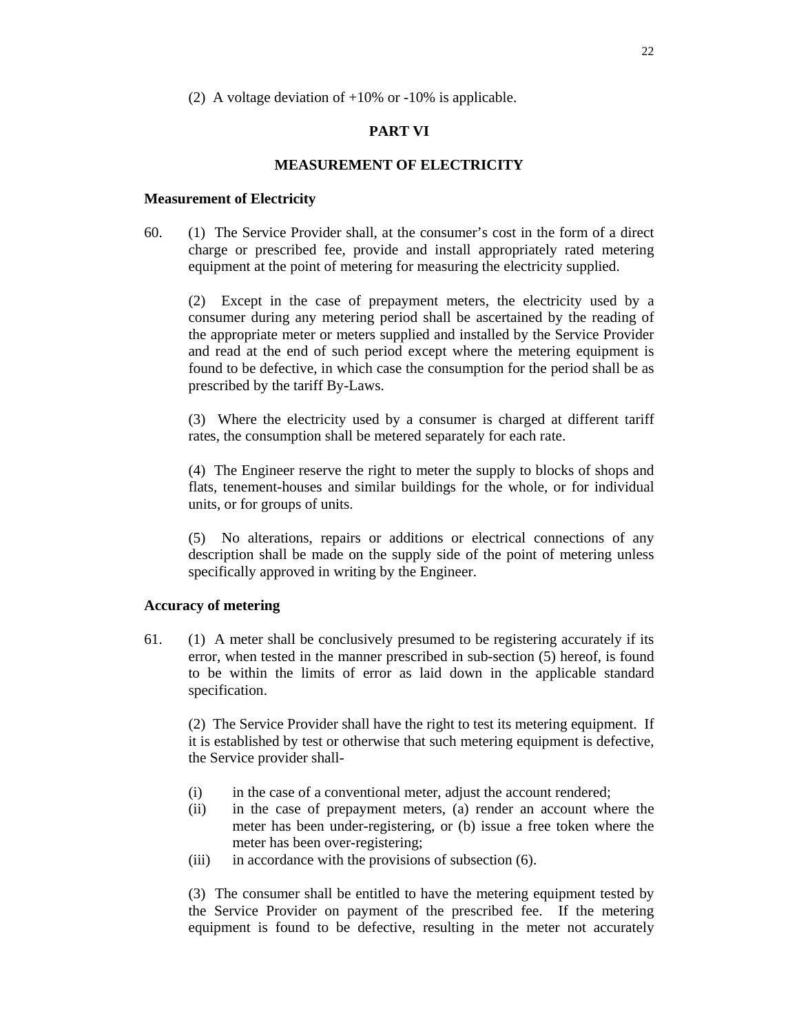(2) A voltage deviation of +10% or -10% is applicable.

## PART VI

## MEASUREMENT OF ELECTRICITY

### Measurement of Electricity

60. (1) The Service Provider shall, at the consumer's cost in the form of a direct charge or prescribed fee, provide and install appropriately rated metering equipment at the point of metering for measuring the electricity supplied.

(2) Except in the case of prepayment meters, the electricity used by a consumer during any metering period shall be ascertained by the reading of the appropriate meter or meters supplied and installed by the Service Provider and read at the end of such period except where the metering equipment is found to be defective, in which case the consumption for the period shall be as prescribed by the tariff By-Laws.

(3) Where the electricity used by a consumer is charged at different tariff rates, the consumption shall be metered separately for each rate.

(4) The Engineer reserve the right to meter the supply to blocks of shops and flats, tenement-houses and similar buildings for the whole, or for individual units, or for groups of units.

(5) No alterations, repairs or additions or electrical connections of any description shall be made on the supply side of the point of metering unless specifically approved in writing by the Engineer.

### Accuracy of metering

61. (1) A meter shall be conclusively presumed to be registering accurately if its error, when tested in the manner prescribed in sub-section (5) hereof, is found to be within the limits of error as laid down in the applicable standard specification.

(2) The Service Provider shall have the right to test its metering equipment. If it is established by test or otherwise that such metering equipment is defective, the Service provider shall-

(i) in the case of a conventional meter, adjust the account rendered;
(ii) in the case of prepayment meters, (a) render an account where the meter has been under-registering, or (b) issue a free token where the meter has been over-registering;
(iii) in accordance with the provisions of subsection (6).

(3) The consumer shall be entitled to have the metering equipment tested by the Service Provider on payment of the prescribed fee. If the metering equipment is found to be defective, resulting in the meter not accurately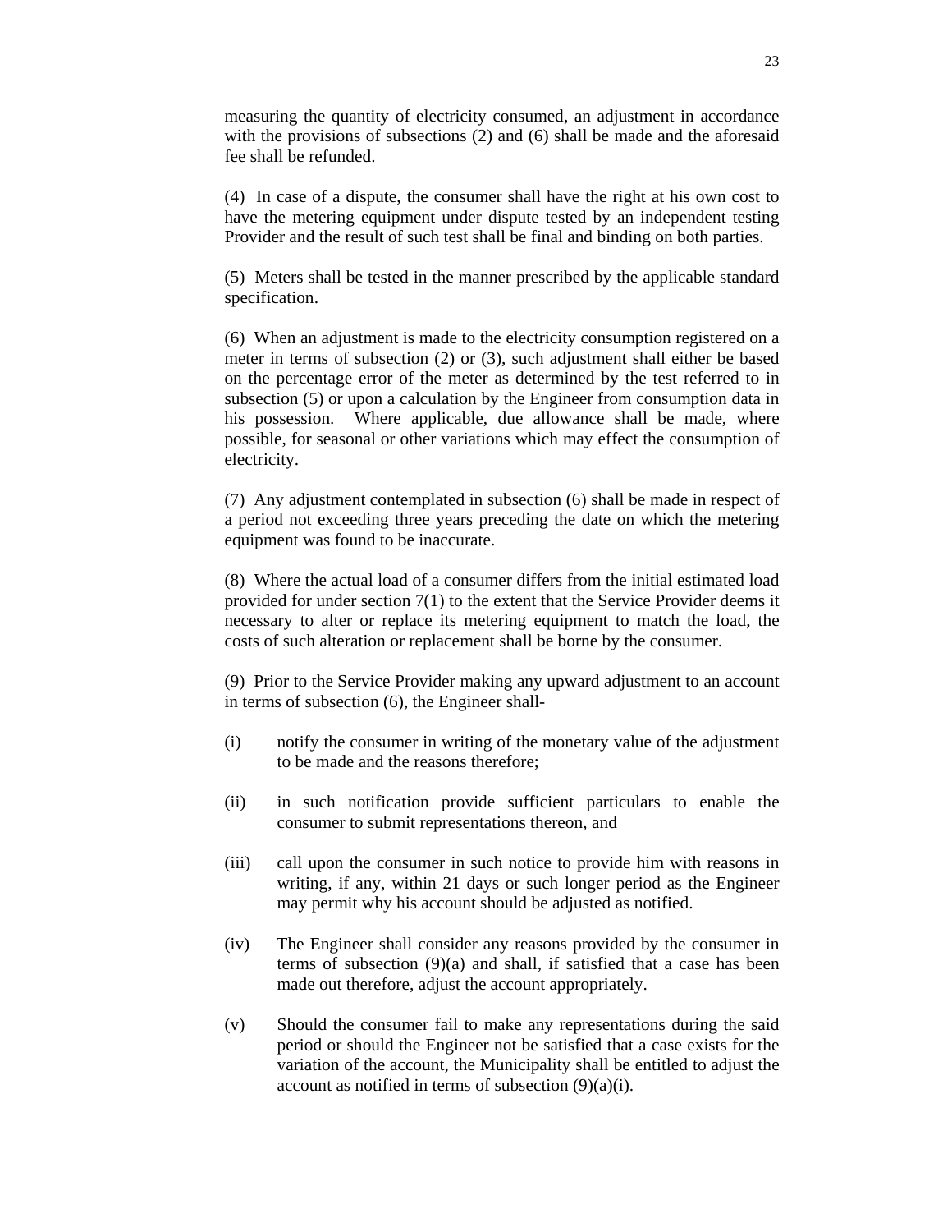measuring the quantity of electricity consumed, an adjustment in accordance with the provisions of subsections (2) and (6) shall be made and the aforesaid fee shall be refunded.

(4) In case of a dispute, the consumer shall have the right at his own cost to have the metering equipment under dispute tested by an independent testing Provider and the result of such test shall be final and binding on both parties.

(5) Meters shall be tested in the manner prescribed by the applicable standard specification.

(6) When an adjustment is made to the electricity consumption registered on a meter in terms of subsection (2) or (3), such adjustment shall either be based on the percentage error of the meter as determined by the test referred to in subsection (5) or upon a calculation by the Engineer from consumption data in his possession. Where applicable, due allowance shall be made, where possible, for seasonal or other variations which may effect the consumption of electricity.

(7) Any adjustment contemplated in subsection (6) shall be made in respect of a period not exceeding three years preceding the date on which the metering equipment was found to be inaccurate.

(8) Where the actual load of a consumer differs from the initial estimated load provided for under section 7(1) to the extent that the Service Provider deems it necessary to alter or replace its metering equipment to match the load, the costs of such alteration or replacement shall be borne by the consumer.

(9) Prior to the Service Provider making any upward adjustment to an account in terms of subsection (6), the Engineer shall-

(i) notify the consumer in writing of the monetary value of the adjustment to be made and the reasons therefore;

(ii) in such notification provide sufficient particulars to enable the consumer to submit representations thereon, and

(iii) call upon the consumer in such notice to provide him with reasons in writing, if any, within 21 days or such longer period as the Engineer may permit why his account should be adjusted as notified.

(iv) The Engineer shall consider any reasons provided by the consumer in terms of subsection (9)(a) and shall, if satisfied that a case has been made out therefore, adjust the account appropriately.

(v) Should the consumer fail to make any representations during the said period or should the Engineer not be satisfied that a case exists for the variation of the account, the Municipality shall be entitled to adjust the account as notified in terms of subsection (9)(a)(i).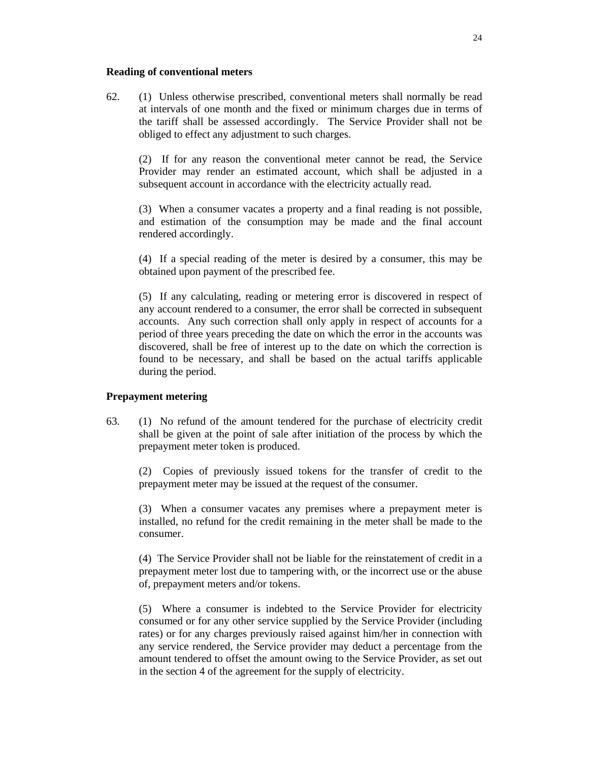**Reading of conventional meters**

62. (1) Unless otherwise prescribed, conventional meters shall normally be read at intervals of one month and the fixed or minimum charges due in terms of the tariff shall be assessed accordingly. The Service Provider shall not be obliged to effect any adjustment to such charges.

(2) If for any reason the conventional meter cannot be read, the Service Provider may render an estimated account, which shall be adjusted in a subsequent account in accordance with the electricity actually read.

(3) When a consumer vacates a property and a final reading is not possible, and estimation of the consumption may be made and the final account rendered accordingly.

(4) If a special reading of the meter is desired by a consumer, this may be obtained upon payment of the prescribed fee.

(5) If any calculating, reading or metering error is discovered in respect of any account rendered to a consumer, the error shall be corrected in subsequent accounts. Any such correction shall only apply in respect of accounts for a period of three years preceding the date on which the error in the accounts was discovered, shall be free of interest up to the date on which the correction is found to be necessary, and shall be based on the actual tariffs applicable during the period.

**Prepayment metering**

63. (1) No refund of the amount tendered for the purchase of electricity credit shall be given at the point of sale after initiation of the process by which the prepayment meter token is produced.

(2) Copies of previously issued tokens for the transfer of credit to the prepayment meter may be issued at the request of the consumer.

(3) When a consumer vacates any premises where a prepayment meter is installed, no refund for the credit remaining in the meter shall be made to the consumer.

(4) The Service Provider shall not be liable for the reinstatement of credit in a prepayment meter lost due to tampering with, or the incorrect use or the abuse of, prepayment meters and/or tokens.

(5) Where a consumer is indebted to the Service Provider for electricity consumed or for any other service supplied by the Service Provider (including rates) or for any charges previously raised against him/her in connection with any service rendered, the Service provider may deduct a percentage from the amount tendered to offset the amount owing to the Service Provider, as set out in the section 4 of the agreement for the supply of electricity.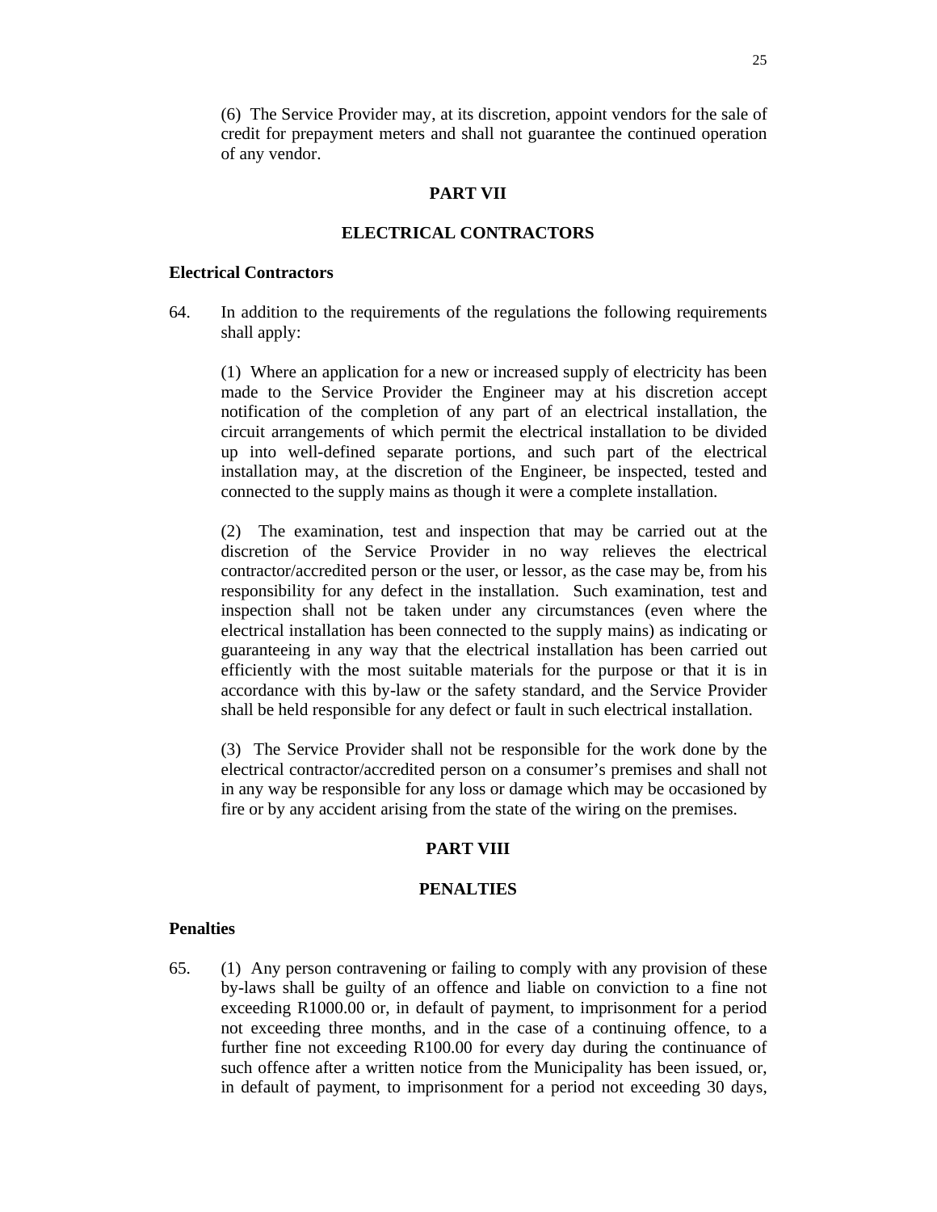(6) The Service Provider may, at its discretion, appoint vendors for the sale of credit for prepayment meters and shall not guarantee the continued operation of any vendor.

## PART VII

## ELECTRICAL CONTRACTORS

### Electrical Contractors

64. In addition to the requirements of the regulations the following requirements shall apply:

(1) Where an application for a new or increased supply of electricity has been made to the Service Provider the Engineer may at his discretion accept notification of the completion of any part of an electrical installation, the circuit arrangements of which permit the electrical installation to be divided up into well-defined separate portions, and such part of the electrical installation may, at the discretion of the Engineer, be inspected, tested and connected to the supply mains as though it were a complete installation.

(2) The examination, test and inspection that may be carried out at the discretion of the Service Provider in no way relieves the electrical contractor/accredited person or the user, or lessor, as the case may be, from his responsibility for any defect in the installation. Such examination, test and inspection shall not be taken under any circumstances (even where the electrical installation has been connected to the supply mains) as indicating or guaranteeing in any way that the electrical installation has been carried out efficiently with the most suitable materials for the purpose or that it is in accordance with this by-law or the safety standard, and the Service Provider shall be held responsible for any defect or fault in such electrical installation.

(3) The Service Provider shall not be responsible for the work done by the electrical contractor/accredited person on a consumer's premises and shall not in any way be responsible for any loss or damage which may be occasioned by fire or by any accident arising from the state of the wiring on the premises.

## PART VIII

## PENALTIES

### Penalties

65. (1) Any person contravening or failing to comply with any provision of these by-laws shall be guilty of an offence and liable on conviction to a fine not exceeding R1000.00 or, in default of payment, to imprisonment for a period not exceeding three months, and in the case of a continuing offence, to a further fine not exceeding R100.00 for every day during the continuance of such offence after a written notice from the Municipality has been issued, or, in default of payment, to imprisonment for a period not exceeding 30 days,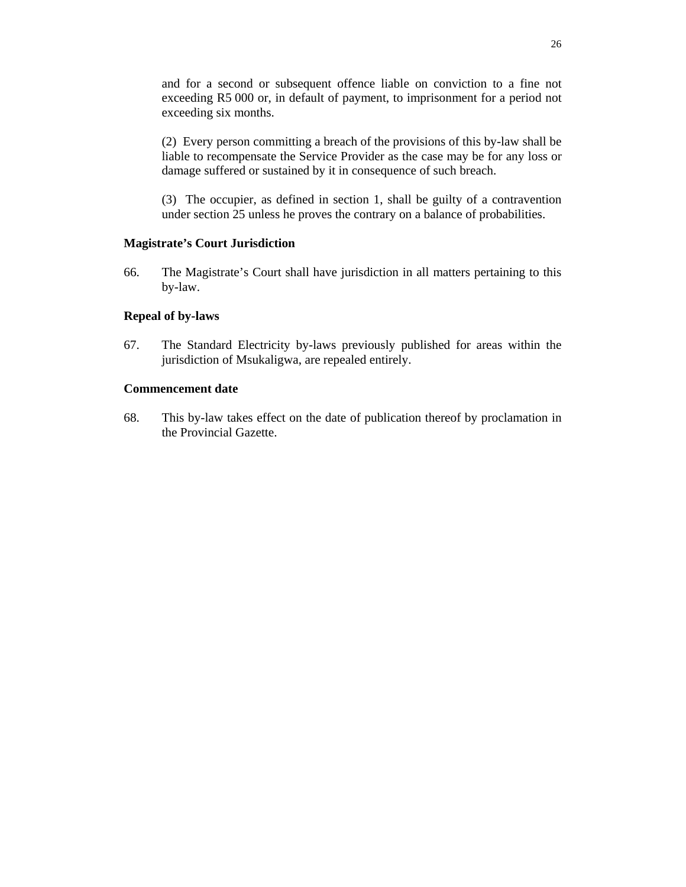and for a second or subsequent offence liable on conviction to a fine not exceeding R5 000 or, in default of payment, to imprisonment for a period not exceeding six months.

(2) Every person committing a breach of the provisions of this by-law shall be liable to recompensate the Service Provider as the case may be for any loss or damage suffered or sustained by it in consequence of such breach.

(3) The occupier, as defined in section 1, shall be guilty of a contravention under section 25 unless he proves the contrary on a balance of probabilities.

**Magistrate's Court Jurisdiction**

66. The Magistrate's Court shall have jurisdiction in all matters pertaining to this by-law.

**Repeal of by-laws**

67. The Standard Electricity by-laws previously published for areas within the jurisdiction of Msukaligwa, are repealed entirely.

**Commencement date**

68. This by-law takes effect on the date of publication thereof by proclamation in the Provincial Gazette.